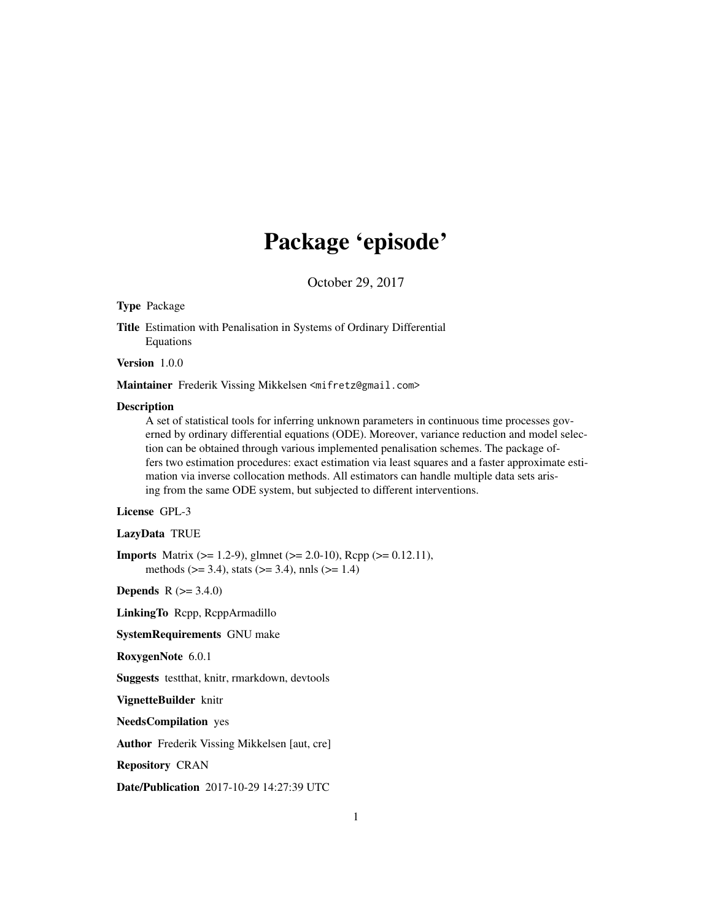# Package 'episode'

October 29, 2017

**Type** Package

**Title** Estimation with Penalisation in Systems of Ordinary Differential Equations

**Version** 1.0.0

**Maintainer** Frederik Vissing Mikkelsen <mifretz@gmail.com>

**Description**
A set of statistical tools for inferring unknown parameters in continuous time processes governed by ordinary differential equations (ODE). Moreover, variance reduction and model selection can be obtained through various implemented penalisation schemes. The package offers two estimation procedures: exact estimation via least squares and a faster approximate estimation via inverse collocation methods. All estimators can handle multiple data sets arising from the same ODE system, but subjected to different interventions.

**License** GPL-3

**LazyData** TRUE

**Imports** Matrix (>= 1.2-9), glmnet (>= 2.0-10), Rcpp (>= 0.12.11), methods (>= 3.4), stats (>= 3.4), nnls (>= 1.4)

**Depends** R (>= 3.4.0)

**LinkingTo** Rcpp, RcppArmadillo

**SystemRequirements** GNU make

**RoxygenNote** 6.0.1

**Suggests** testthat, knitr, rmarkdown, devtools

**VignetteBuilder** knitr

**NeedsCompilation** yes

**Author** Frederik Vissing Mikkelsen [aut, cre]

**Repository** CRAN

**Date/Publication** 2017-10-29 14:27:39 UTC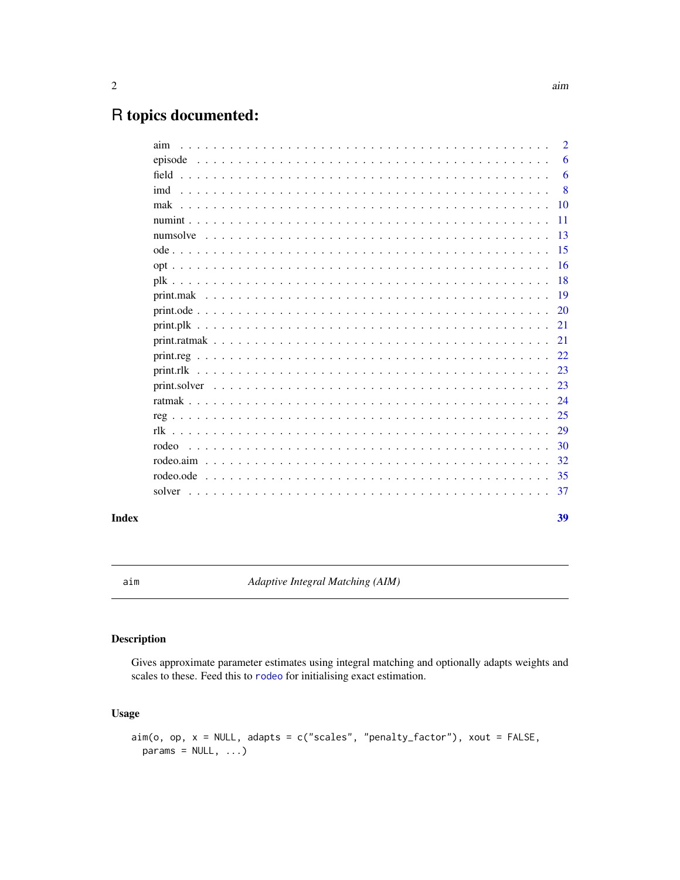# R topics documented:

| | |
|---|---|
| aim | 2 |
| episode | 6 |
| field | 6 |
| imd | 8 |
| mak | 10 |
| numint | 11 |
| numsolve | 13 |
| ode | 15 |
| opt | 16 |
| plk | 18 |
| print.mak | 19 |
| print.ode | 20 |
| print.plk | 21 |
| print.ratmak | 21 |
| print.reg | 22 |
| print.rlk | 23 |
| print.solver | 23 |
| ratmak | 24 |
| reg | 25 |
| rlk | 29 |
| rodeo | 30 |
| rodeo.aim | 32 |
| rodeo.ode | 35 |
| solver | 37 |

**Index** **39**

---

aim *Adaptive Integral Matching (AIM)*

---

## Description

Gives approximate parameter estimates using integral matching and optionally adapts weights and scales to these. Feed this to `rodeo` for initialising exact estimation.

## Usage

```
aim(o, op, x = NULL, adapts = c("scales", "penalty_factor"), xout = FALSE,
  params = NULL, ...)
```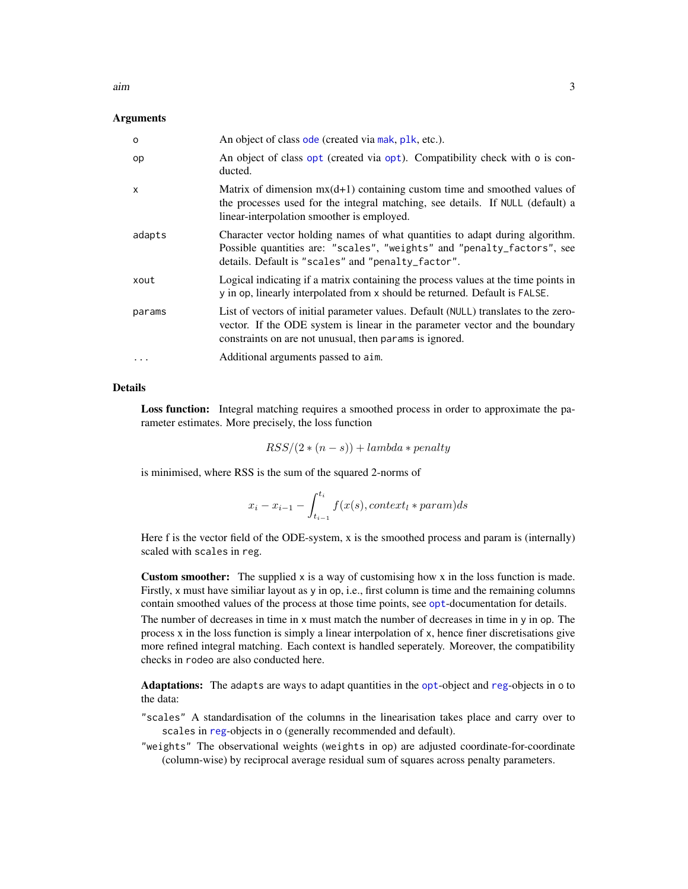### Arguments

| | |
|---|---|
| `o` | An object of class `ode` (created via `mak`, `plk`, etc.). |
| `op` | An object of class `opt` (created via `opt`). Compatibility check with `o` is conducted. |
| `x` | Matrix of dimension mx(d+1) containing custom time and smoothed values of the processes used for the integral matching, see details. If `NULL` (default) a linear-interpolation smoother is employed. |
| `adapts` | Character vector holding names of what quantities to adapt during algorithm. Possible quantities are: `"scales"`, `"weights"` and `"penalty_factors"`, see details. Default is `"scales"` and `"penalty_factor"`. |
| `xout` | Logical indicating if a matrix containing the process values at the time points in `y` in `op`, linearly interpolated from `x` should be returned. Default is `FALSE`. |
| `params` | List of vectors of initial parameter values. Default (`NULL`) translates to the zero-vector. If the ODE system is linear in the parameter vector and the boundary constraints on are not unusual, then `params` is ignored. |
| `...` | Additional arguments passed to `aim`. |

### Details

**Loss function:** Integral matching requires a smoothed process in order to approximate the parameter estimates. More precisely, the loss function

$$RSS/(2*(n-s)) + lambda * penalty$$

is minimised, where RSS is the sum of the squared 2-norms of

$$x_i - x_{i-1} - \int_{t_{i-1}}^{t_i} f(x(s), context_l * param)ds$$

Here f is the vector field of the ODE-system, x is the smoothed process and param is (internally) scaled with `scales` in `reg`.

**Custom smoother:** The supplied `x` is a way of customising how x in the loss function is made. Firstly, `x` must have similiar layout as `y` in `op`, i.e., first column is time and the remaining columns contain smoothed values of the process at those time points, see `opt`-documentation for details.

The number of decreases in time in `x` must match the number of decreases in time in `y` in `op`. The process x in the loss function is simply a linear interpolation of `x`, hence finer discretisations give more refined integral matching. Each context is handled seperately. Moreover, the compatibility checks in `rodeo` are also conducted here.

**Adaptations:** The `adapts` are ways to adapt quantities in the `opt`-object and `reg`-objects in `o` to the data:

`"scales"` A standardisation of the columns in the linearisation takes place and carry over to `scales` in `reg`-objects in `o` (generally recommended and default).

`"weights"` The observational weights (`weights` in `op`) are adjusted coordinate-for-coordinate (column-wise) by reciprocal average residual sum of squares across penalty parameters.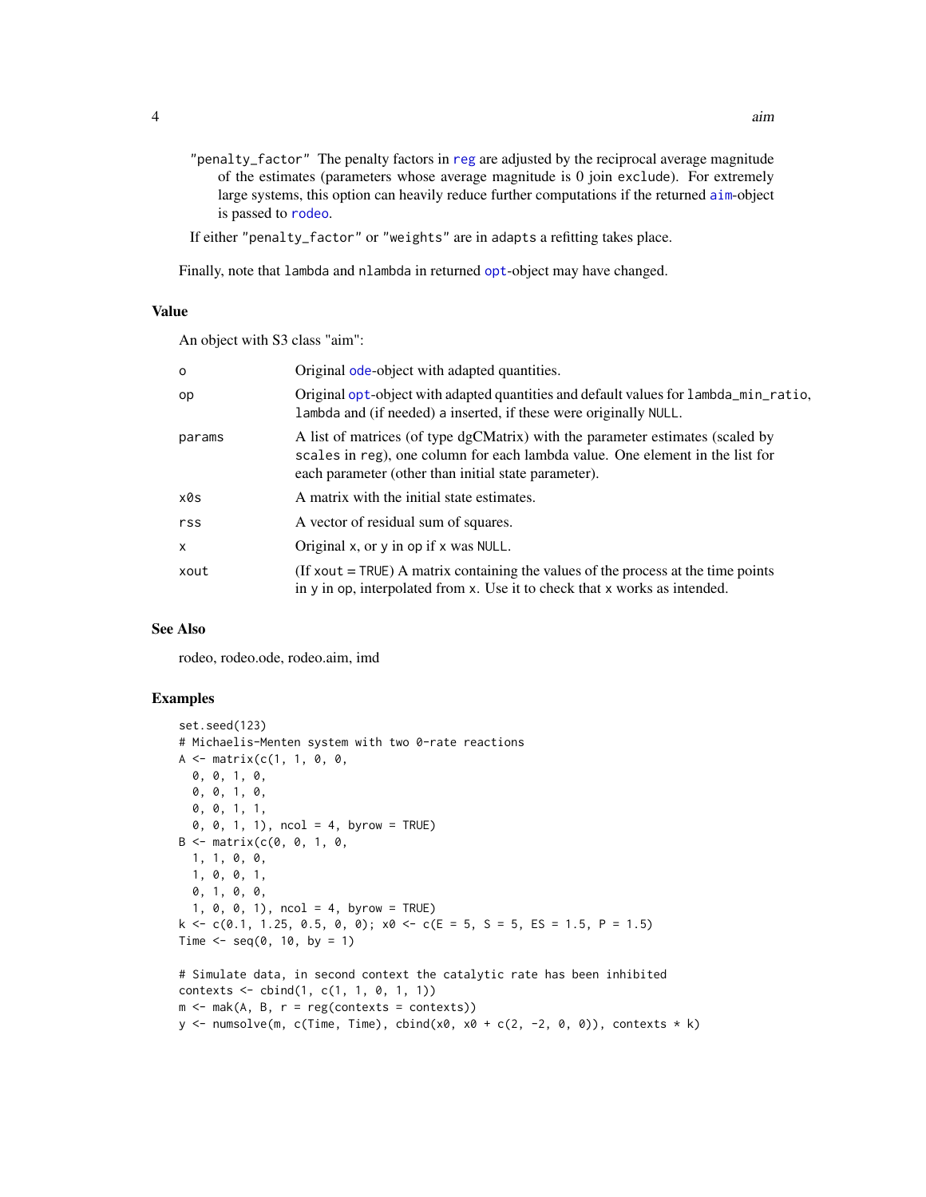"penalty_factor" The penalty factors in reg are adjusted by the reciprocal average magnitude of the estimates (parameters whose average magnitude is 0 join exclude). For extremely large systems, this option can heavily reduce further computations if the returned aim-object is passed to rodeo.

If either "penalty_factor" or "weights" are in adapts a refitting takes place.

Finally, note that lambda and nlambda in returned opt-object may have changed.

## Value

An object with S3 class "aim":

| | |
|---|---|
| o | Original ode-object with adapted quantities. |
| op | Original opt-object with adapted quantities and default values for lambda_min_ratio, lambda and (if needed) a inserted, if these were originally NULL. |
| params | A list of matrices (of type dgCMatrix) with the parameter estimates (scaled by scales in reg), one column for each lambda value. One element in the list for each parameter (other than initial state parameter). |
| x0s | A matrix with the initial state estimates. |
| rss | A vector of residual sum of squares. |
| x | Original x, or y in op if x was NULL. |
| xout | (If xout = TRUE) A matrix containing the values of the process at the time points in y in op, interpolated from x. Use it to check that x works as intended. |

## See Also

rodeo, rodeo.ode, rodeo.aim, imd

## Examples

```
set.seed(123)
# Michaelis-Menten system with two 0-rate reactions
A <- matrix(c(1, 1, 0, 0,
  0, 0, 1, 0,
  0, 0, 1, 0,
  0, 0, 1, 1,
  0, 0, 1, 1), ncol = 4, byrow = TRUE)
B <- matrix(c(0, 0, 1, 0,
  1, 1, 0, 0,
  1, 0, 0, 1,
  0, 1, 0, 0,
  1, 0, 0, 1), ncol = 4, byrow = TRUE)
k <- c(0.1, 1.25, 0.5, 0, 0); x0 <- c(E = 5, S = 5, ES = 1.5, P = 1.5)
Time <- seq(0, 10, by = 1)

# Simulate data, in second context the catalytic rate has been inhibited
contexts <- cbind(1, c(1, 1, 0, 1, 1))
m <- mak(A, B, r = reg(contexts = contexts))
y <- numsolve(m, c(Time, Time), cbind(x0, x0 + c(2, -2, 0, 0)), contexts * k)
```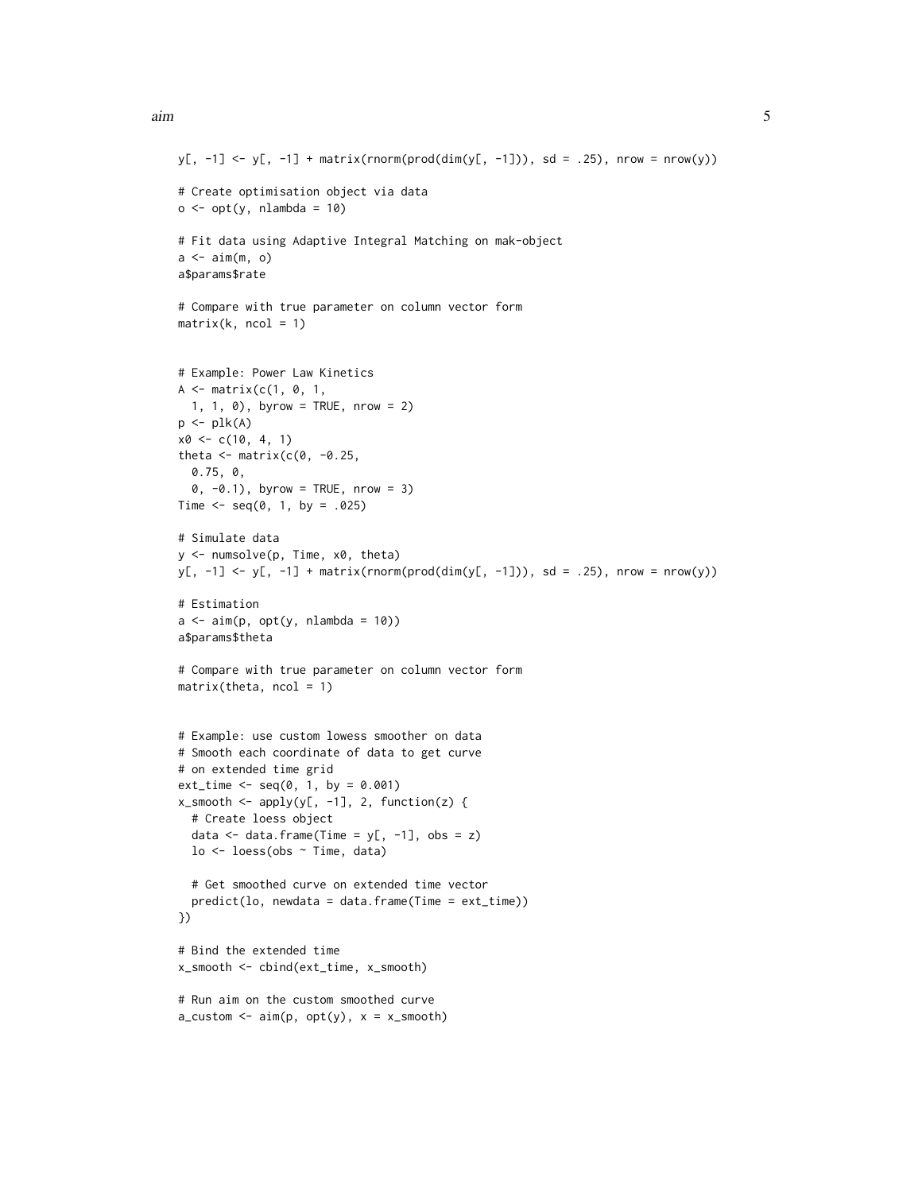```
y[, -1] <- y[, -1] + matrix(rnorm(prod(dim(y[, -1])), sd = .25), nrow = nrow(y))

# Create optimisation object via data
o <- opt(y, nlambda = 10)

# Fit data using Adaptive Integral Matching on mak-object
a <- aim(m, o)
a$params$rate

# Compare with true parameter on column vector form
matrix(k, ncol = 1)


# Example: Power Law Kinetics
A <- matrix(c(1, 0, 1,
  1, 1, 0), byrow = TRUE, nrow = 2)
p <- plk(A)
x0 <- c(10, 4, 1)
theta <- matrix(c(0, -0.25,
  0.75, 0,
  0, -0.1), byrow = TRUE, nrow = 3)
Time <- seq(0, 1, by = .025)

# Simulate data
y <- numsolve(p, Time, x0, theta)
y[, -1] <- y[, -1] + matrix(rnorm(prod(dim(y[, -1])), sd = .25), nrow = nrow(y))

# Estimation
a <- aim(p, opt(y, nlambda = 10))
a$params$theta

# Compare with true parameter on column vector form
matrix(theta, ncol = 1)


# Example: use custom lowess smoother on data
# Smooth each coordinate of data to get curve
# on extended time grid
ext_time <- seq(0, 1, by = 0.001)
x_smooth <- apply(y[, -1], 2, function(z) {
  # Create loess object
  data <- data.frame(Time = y[, -1], obs = z)
  lo <- loess(obs ~ Time, data)

  # Get smoothed curve on extended time vector
  predict(lo, newdata = data.frame(Time = ext_time))
})

# Bind the extended time
x_smooth <- cbind(ext_time, x_smooth)

# Run aim on the custom smoothed curve
a_custom <- aim(p, opt(y), x = x_smooth)
```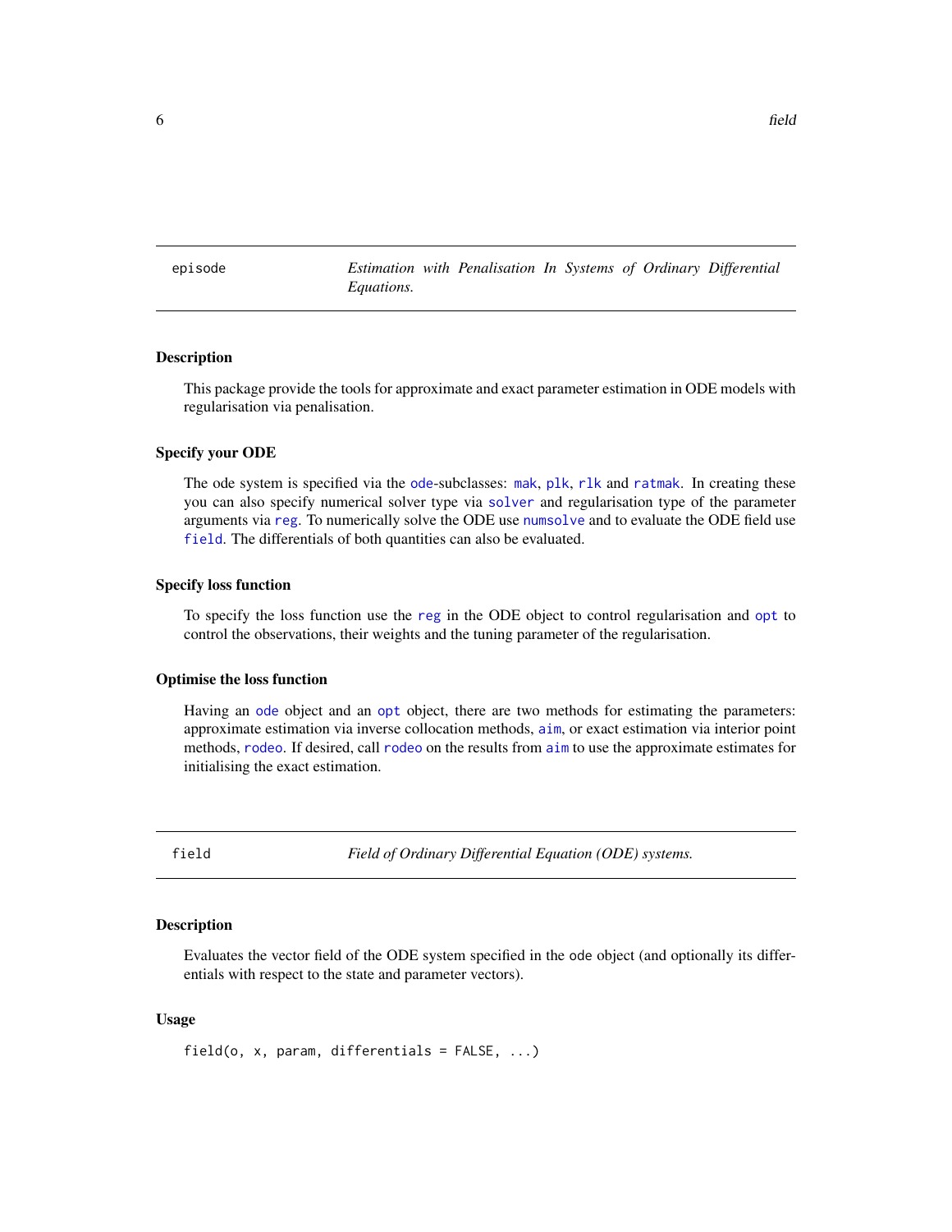## episode — *Estimation with Penalisation In Systems of Ordinary Differential Equations.*

### Description

This package provide the tools for approximate and exact parameter estimation in ODE models with regularisation via penalisation.

### Specify your ODE

The ode system is specified via the `ode`-subclasses: `mak`, `plk`, `rlk` and `ratmak`. In creating these you can also specify numerical solver type via `solver` and regularisation type of the parameter arguments via `reg`. To numerically solve the ODE use `numsolve` and to evaluate the ODE field use `field`. The differentials of both quantities can also be evaluated.

### Specify loss function

To specify the loss function use the `reg` in the ODE object to control regularisation and `opt` to control the observations, their weights and the tuning parameter of the regularisation.

### Optimise the loss function

Having an `ode` object and an `opt` object, there are two methods for estimating the parameters: approximate estimation via inverse collocation methods, `aim`, or exact estimation via interior point methods, `rodeo`. If desired, call `rodeo` on the results from `aim` to use the approximate estimates for initialising the exact estimation.

## field — *Field of Ordinary Differential Equation (ODE) systems.*

### Description

Evaluates the vector field of the ODE system specified in the `ode` object (and optionally its differentials with respect to the state and parameter vectors).

### Usage

```
field(o, x, param, differentials = FALSE, ...)
```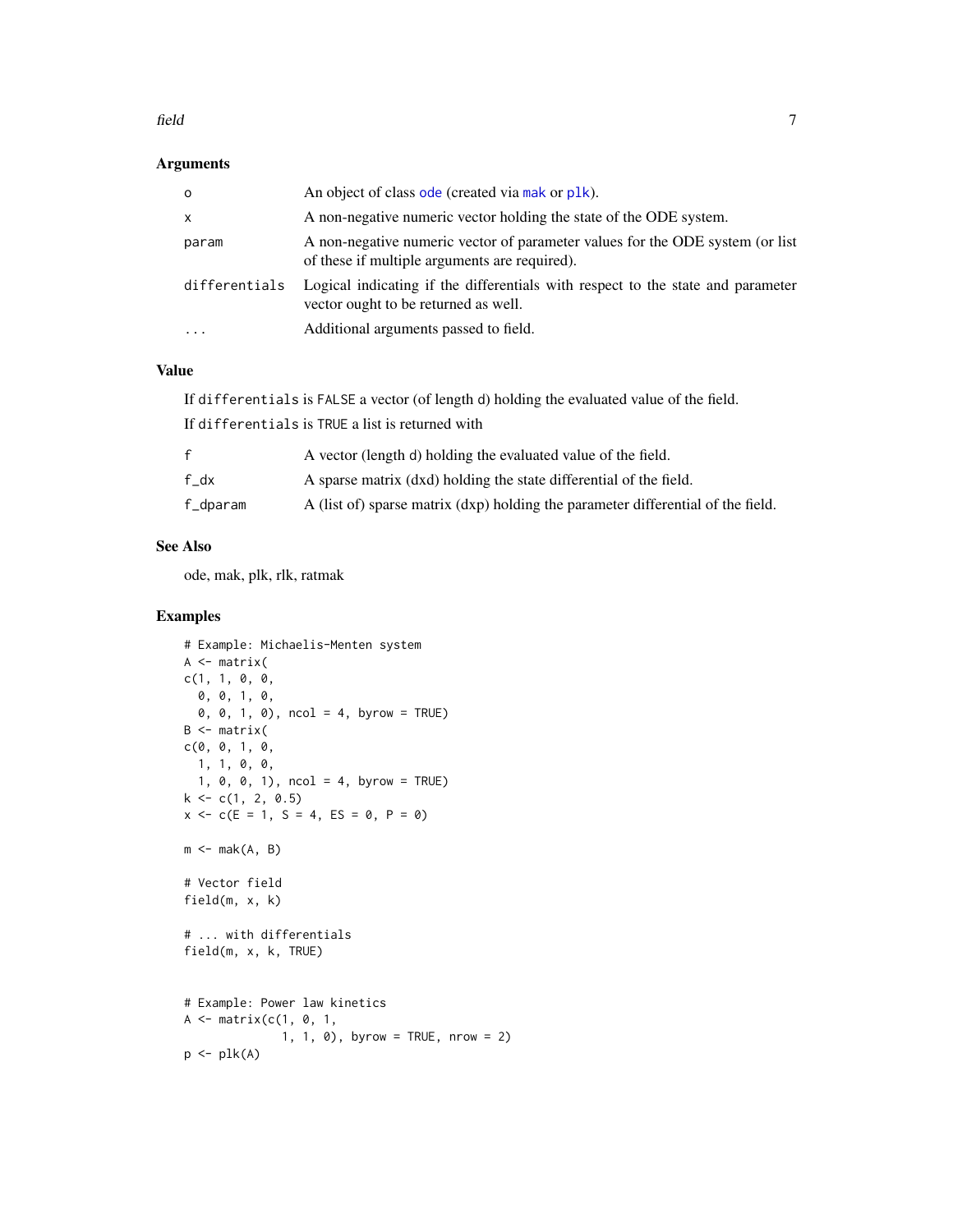## Arguments

| | |
|---|---|
| o | An object of class ode (created via mak or plk). |
| x | A non-negative numeric vector holding the state of the ODE system. |
| param | A non-negative numeric vector of parameter values for the ODE system (or list of these if multiple arguments are required). |
| differentials | Logical indicating if the differentials with respect to the state and parameter vector ought to be returned as well. |
| ... | Additional arguments passed to field. |

## Value

If differentials is FALSE a vector (of length d) holding the evaluated value of the field.

If differentials is TRUE a list is returned with

| | |
|---|---|
| f | A vector (length d) holding the evaluated value of the field. |
| f_dx | A sparse matrix (dxd) holding the state differential of the field. |
| f_dparam | A (list of) sparse matrix (dxp) holding the parameter differential of the field. |

## See Also

ode, mak, plk, rlk, ratmak

## Examples

```
# Example: Michaelis-Menten system
A <- matrix(
c(1, 1, 0, 0,
  0, 0, 1, 0,
  0, 0, 1, 0), ncol = 4, byrow = TRUE)
B <- matrix(
c(0, 0, 1, 0,
  1, 1, 0, 0,
  1, 0, 0, 1), ncol = 4, byrow = TRUE)
k <- c(1, 2, 0.5)
x <- c(E = 1, S = 4, ES = 0, P = 0)

m <- mak(A, B)

# Vector field
field(m, x, k)

# ... with differentials
field(m, x, k, TRUE)


# Example: Power law kinetics
A <- matrix(c(1, 0, 1,
              1, 1, 0), byrow = TRUE, nrow = 2)
p <- plk(A)
```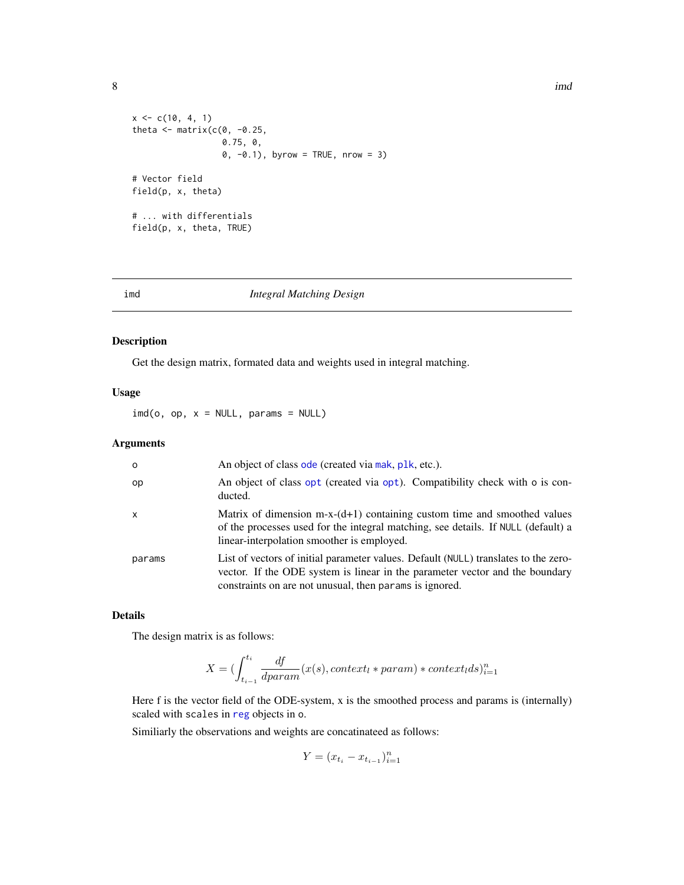```
x <- c(10, 4, 1)
theta <- matrix(c(0, -0.25,
                  0.75, 0,
                  0, -0.1), byrow = TRUE, nrow = 3)

# Vector field
field(p, x, theta)

# ... with differentials
field(p, x, theta, TRUE)
```

---

## imd — *Integral Matching Design*

### Description

Get the design matrix, formated data and weights used in integral matching.

### Usage

```
imd(o, op, x = NULL, params = NULL)
```

### Arguments

| | |
|---|---|
| o | An object of class ode (created via mak, plk, etc.). |
| op | An object of class opt (created via opt). Compatibility check with o is conducted. |
| x | Matrix of dimension m-x-(d+1) containing custom time and smoothed values of the processes used for the integral matching, see details. If NULL (default) a linear-interpolation smoother is employed. |
| params | List of vectors of initial parameter values. Default (NULL) translates to the zero-vector. If the ODE system is linear in the parameter vector and the boundary constraints on are not unusual, then params is ignored. |

### Details

The design matrix is as follows:

$$X = (\int_{t_{i-1}}^{t_i} \frac{df}{dparam}(x(s), context_l * param) * context_l ds)_{i=1}^n$$

Here f is the vector field of the ODE-system, x is the smoothed process and params is (internally) scaled with scales in reg objects in o.

Similiarly the observations and weights are concatinateed as follows:

$$Y = (x_{t_i} - x_{t_{i-1}})_{i=1}^n$$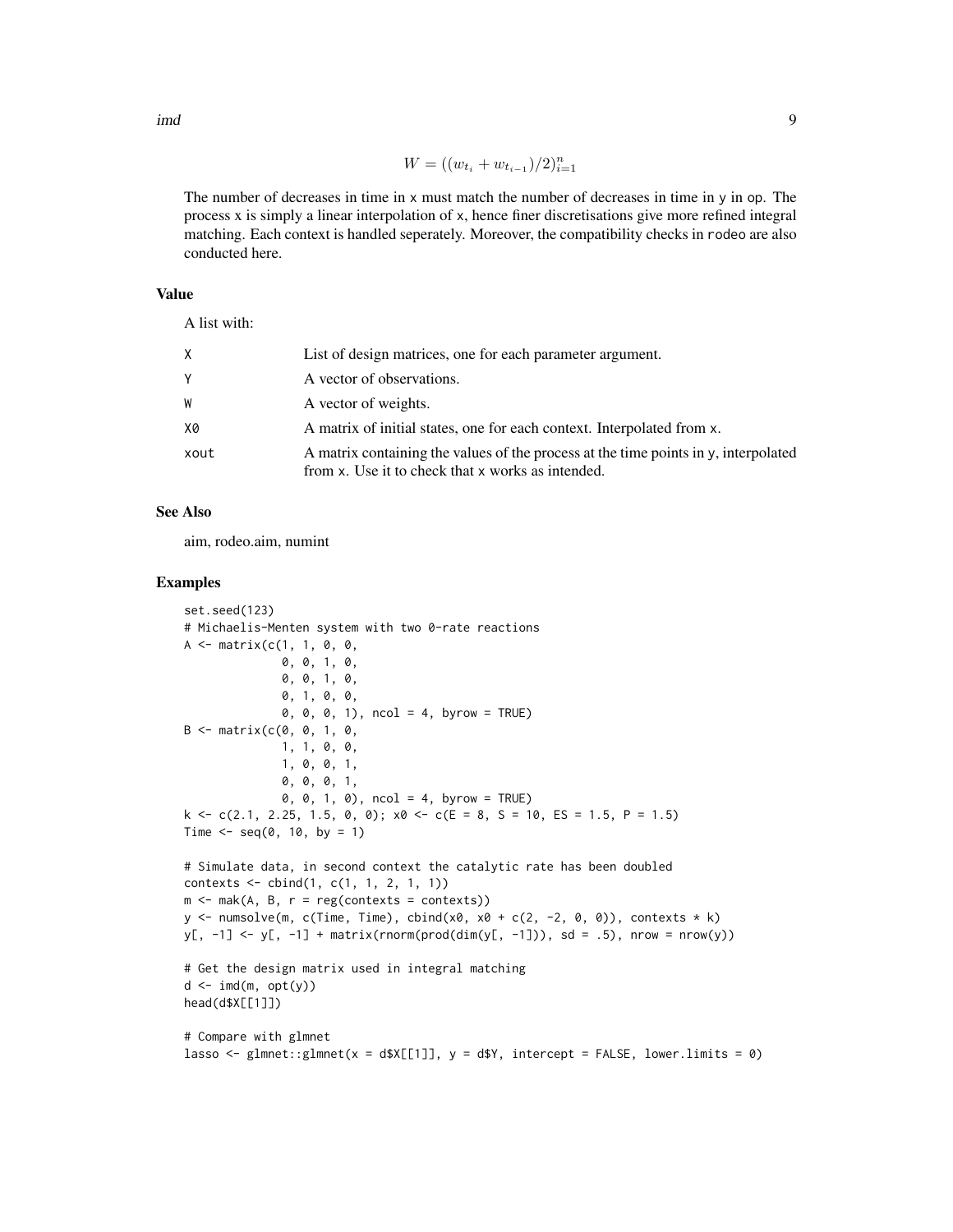$$W = ((w_{t_i} + w_{t_{i-1}})/2)_{i=1}^{n}$$

The number of decreases in time in `x` must match the number of decreases in time in `y` in `op`. The process `x` is simply a linear interpolation of `x`, hence finer discretisations give more refined integral matching. Each context is handled seperately. Moreover, the compatibility checks in `rodeo` are also conducted here.

## Value

A list with:

| | |
|---|---|
| X | List of design matrices, one for each parameter argument. |
| Y | A vector of observations. |
| W | A vector of weights. |
| X0 | A matrix of initial states, one for each context. Interpolated from `x`. |
| xout | A matrix containing the values of the process at the time points in `y`, interpolated from `x`. Use it to check that `x` works as intended. |

## See Also

aim, rodeo.aim, numint

## Examples

```
set.seed(123)
# Michaelis-Menten system with two 0-rate reactions
A <- matrix(c(1, 1, 0, 0,
              0, 0, 1, 0,
              0, 0, 1, 0,
              0, 1, 0, 0,
              0, 0, 0, 1), ncol = 4, byrow = TRUE)
B <- matrix(c(0, 0, 1, 0,
              1, 1, 0, 0,
              1, 0, 0, 1,
              0, 0, 0, 1,
              0, 0, 1, 0), ncol = 4, byrow = TRUE)
k <- c(2.1, 2.25, 1.5, 0, 0); x0 <- c(E = 8, S = 10, ES = 1.5, P = 1.5)
Time <- seq(0, 10, by = 1)

# Simulate data, in second context the catalytic rate has been doubled
contexts <- cbind(1, c(1, 1, 2, 1, 1))
m <- mak(A, B, r = reg(contexts = contexts))
y <- numsolve(m, c(Time, Time), cbind(x0, x0 + c(2, -2, 0, 0)), contexts * k)
y[, -1] <- y[, -1] + matrix(rnorm(prod(dim(y[, -1])), sd = .5), nrow = nrow(y))

# Get the design matrix used in integral matching
d <- imd(m, opt(y))
head(d$X[[1]])

# Compare with glmnet
lasso <- glmnet::glmnet(x = d$X[[1]], y = d$Y, intercept = FALSE, lower.limits = 0)
```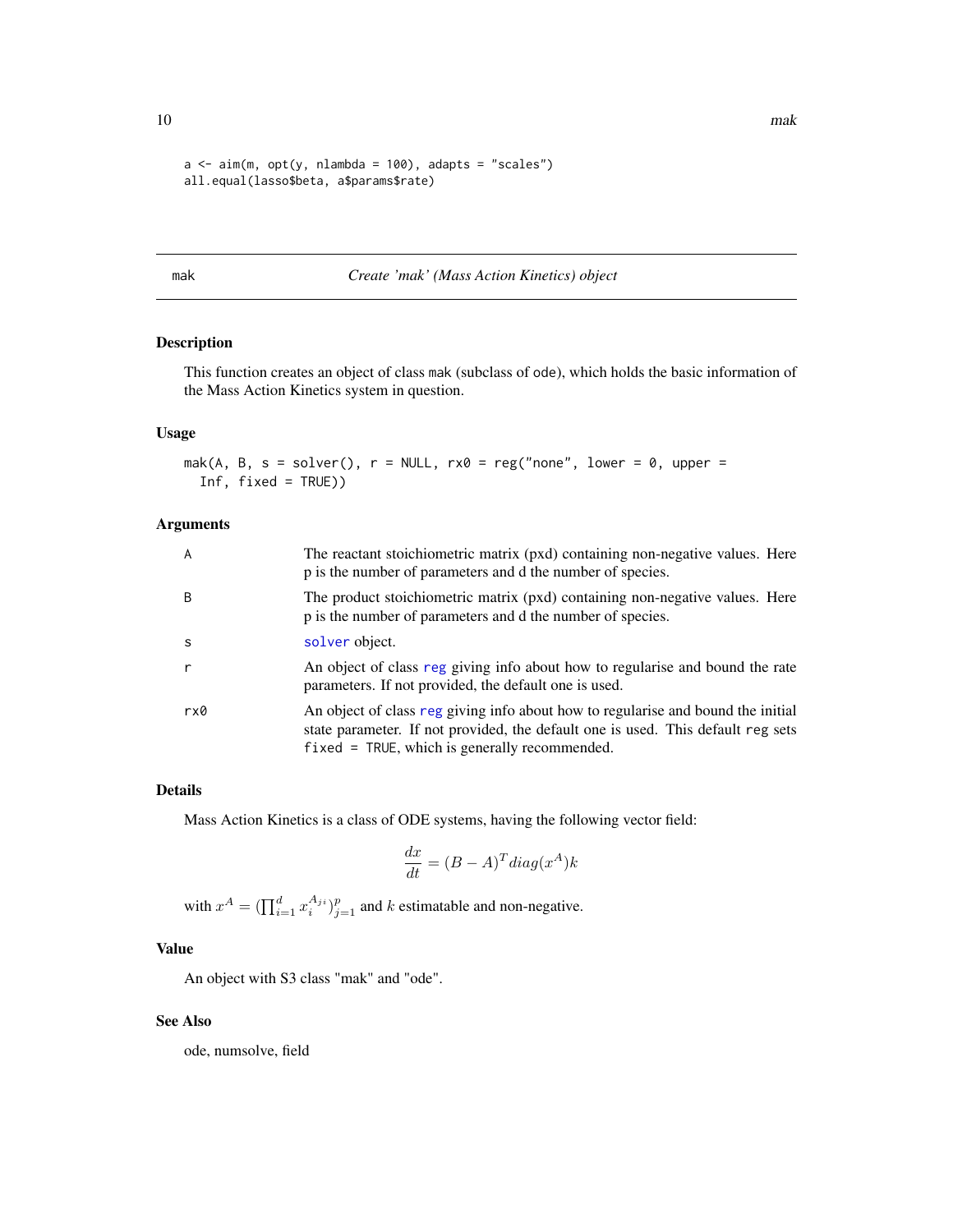```
a <- aim(m, opt(y, nlambda = 100), adapts = "scales")
all.equal(lasso$beta, a$params$rate)
```

---

## mak — *Create 'mak' (Mass Action Kinetics) object*

### Description

This function creates an object of class `mak` (subclass of `ode`), which holds the basic information of the Mass Action Kinetics system in question.

### Usage

```
mak(A, B, s = solver(), r = NULL, rx0 = reg("none", lower = 0, upper =
  Inf, fixed = TRUE))
```

### Arguments

| | |
|---|---|
| `A` | The reactant stoichiometric matrix (pxd) containing non-negative values. Here p is the number of parameters and d the number of species. |
| `B` | The product stoichiometric matrix (pxd) containing non-negative values. Here p is the number of parameters and d the number of species. |
| `s` | `solver` object. |
| `r` | An object of class `reg` giving info about how to regularise and bound the rate parameters. If not provided, the default one is used. |
| `rx0` | An object of class `reg` giving info about how to regularise and bound the initial state parameter. If not provided, the default one is used. This default `reg` sets `fixed = TRUE`, which is generally recommended. |

### Details

Mass Action Kinetics is a class of ODE systems, having the following vector field:

$$\frac{dx}{dt} = (B - A)^T diag(x^A)k$$

with $x^A = (\prod_{i=1}^{d} x_i^{A_{ji}})_{j=1}^{p}$ and $k$ estimatable and non-negative.

### Value

An object with S3 class "mak" and "ode".

### See Also

ode, numsolve, field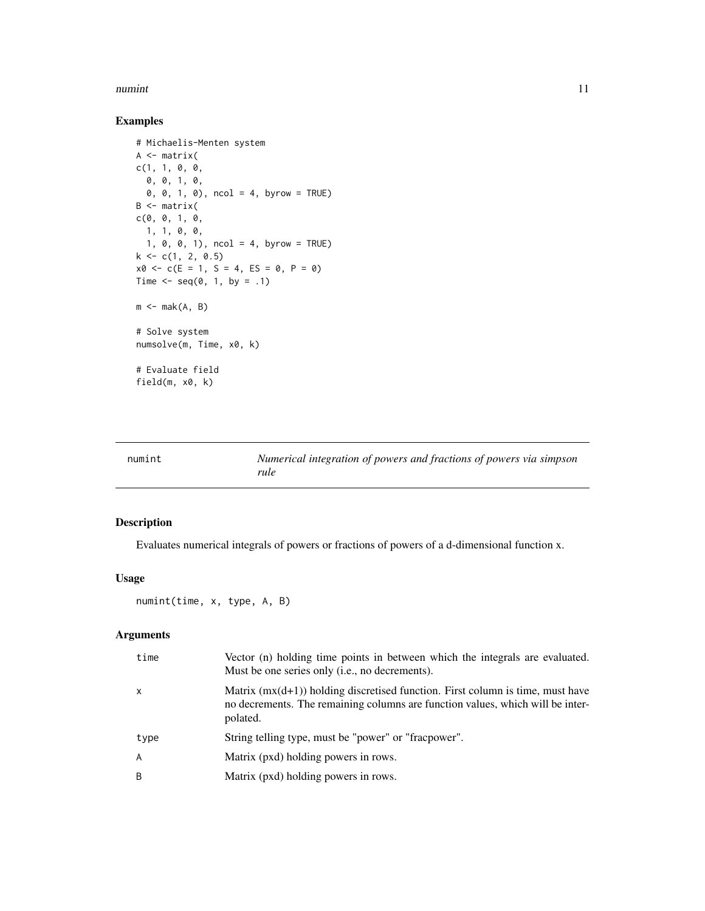### Examples

```
# Michaelis-Menten system
A <- matrix(
c(1, 1, 0, 0,
  0, 0, 1, 0,
  0, 0, 1, 0), ncol = 4, byrow = TRUE)
B <- matrix(
c(0, 0, 1, 0,
  1, 1, 0, 0,
  1, 0, 0, 1), ncol = 4, byrow = TRUE)
k <- c(1, 2, 0.5)
x0 <- c(E = 1, S = 4, ES = 0, P = 0)
Time <- seq(0, 1, by = .1)

m <- mak(A, B)

# Solve system
numsolve(m, Time, x0, k)

# Evaluate field
field(m, x0, k)
```

---

## numint — *Numerical integration of powers and fractions of powers via simpson rule*

### Description

Evaluates numerical integrals of powers or fractions of powers of a d-dimensional function x.

### Usage

```
numint(time, x, type, A, B)
```

### Arguments

| Argument | Description |
|---|---|
| time | Vector (n) holding time points in between which the integrals are evaluated. Must be one series only (i.e., no decrements). |
| x | Matrix (mx(d+1)) holding discretised function. First column is time, must have no decrements. The remaining columns are function values, which will be interpolated. |
| type | String telling type, must be "power" or "fracpower". |
| A | Matrix (pxd) holding powers in rows. |
| B | Matrix (pxd) holding powers in rows. |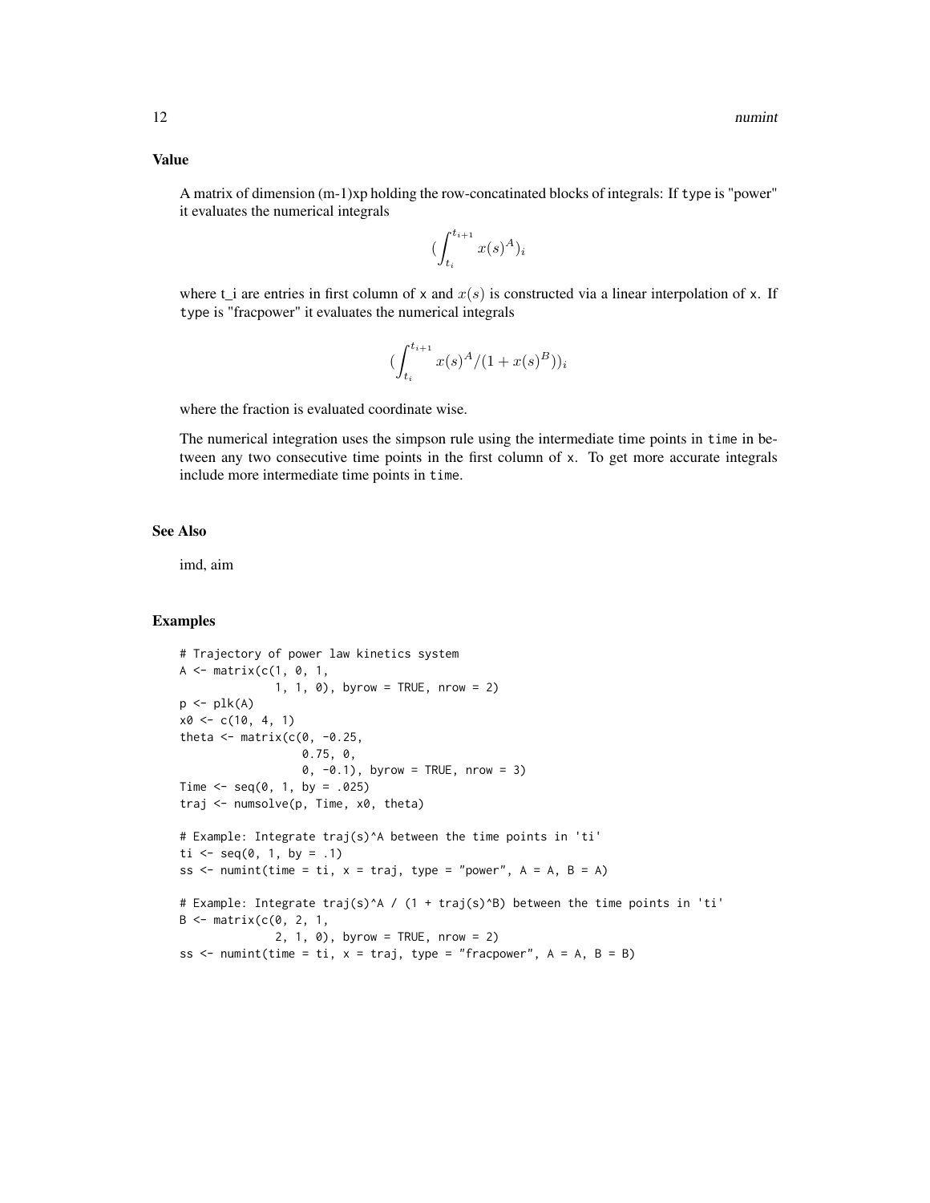### Value

A matrix of dimension (m-1)xp holding the row-concatinated blocks of integrals: If type is "power" it evaluates the numerical integrals

$$(\int_{t_i}^{t_{i+1}} x(s)^A)_i$$

where t_i are entries in first column of x and $x(s)$ is constructed via a linear interpolation of x. If type is "fracpower" it evaluates the numerical integrals

$$(\int_{t_i}^{t_{i+1}} x(s)^A/(1 + x(s)^B))_i$$

where the fraction is evaluated coordinate wise.

The numerical integration uses the simpson rule using the intermediate time points in time in between any two consecutive time points in the first column of x. To get more accurate integrals include more intermediate time points in time.

### See Also

imd, aim

### Examples

```
# Trajectory of power law kinetics system
A <- matrix(c(1, 0, 1,
              1, 1, 0), byrow = TRUE, nrow = 2)
p <- plk(A)
x0 <- c(10, 4, 1)
theta <- matrix(c(0, -0.25,
                  0.75, 0,
                  0, -0.1), byrow = TRUE, nrow = 3)
Time <- seq(0, 1, by = .025)
traj <- numsolve(p, Time, x0, theta)

# Example: Integrate traj(s)^A between the time points in 'ti'
ti <- seq(0, 1, by = .1)
ss <- numint(time = ti, x = traj, type = "power", A = A, B = A)

# Example: Integrate traj(s)^A / (1 + traj(s)^B) between the time points in 'ti'
B <- matrix(c(0, 2, 1,
              2, 1, 0), byrow = TRUE, nrow = 2)
ss <- numint(time = ti, x = traj, type = "fracpower", A = A, B = B)
```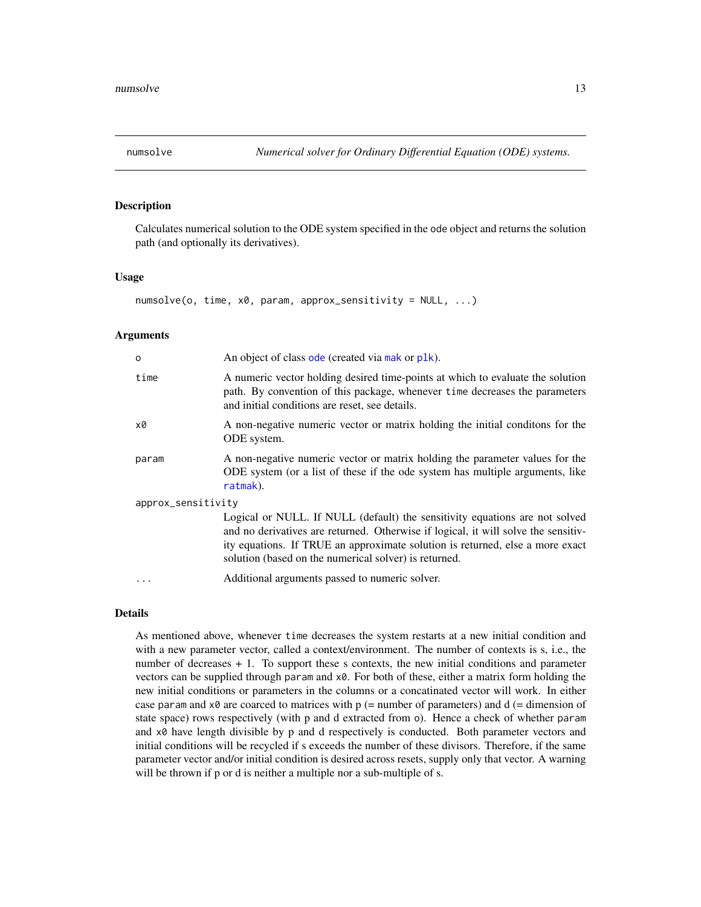## numsolve — *Numerical solver for Ordinary Differential Equation (ODE) systems.*

### Description

Calculates numerical solution to the ODE system specified in the ode object and returns the solution path (and optionally its derivatives).

### Usage

```
numsolve(o, time, x0, param, approx_sensitivity = NULL, ...)
```

### Arguments

| Argument | Description |
|---|---|
| `o` | An object of class `ode` (created via `mak` or `plk`). |
| `time` | A numeric vector holding desired time-points at which to evaluate the solution path. By convention of this package, whenever `time` decreases the parameters and initial conditions are reset, see details. |
| `x0` | A non-negative numeric vector or matrix holding the initial conditons for the ODE system. |
| `param` | A non-negative numeric vector or matrix holding the parameter values for the ODE system (or a list of these if the ode system has multiple arguments, like `ratmak`). |
| `approx_sensitivity` | Logical or NULL. If NULL (default) the sensitivity equations are not solved and no derivatives are returned. Otherwise if logical, it will solve the sensitivity equations. If TRUE an approximate solution is returned, else a more exact solution (based on the numerical solver) is returned. |
| `...` | Additional arguments passed to numeric solver. |

### Details

As mentioned above, whenever `time` decreases the system restarts at a new initial condition and with a new parameter vector, called a context/environment. The number of contexts is s, i.e., the number of decreases + 1. To support these s contexts, the new initial conditions and parameter vectors can be supplied through `param` and `x0`. For both of these, either a matrix form holding the new initial conditions or parameters in the columns or a concatinated vector will work. In either case `param` and `x0` are coarced to matrices with p (= number of parameters) and d (= dimension of state space) rows respectively (with p and d extracted from `o`). Hence a check of whether `param` and `x0` have length divisible by p and d respectively is conducted. Both parameter vectors and initial conditions will be recycled if s exceeds the number of these divisors. Therefore, if the same parameter vector and/or initial condition is desired across resets, supply only that vector. A warning will be thrown if p or d is neither a multiple nor a sub-multiple of s.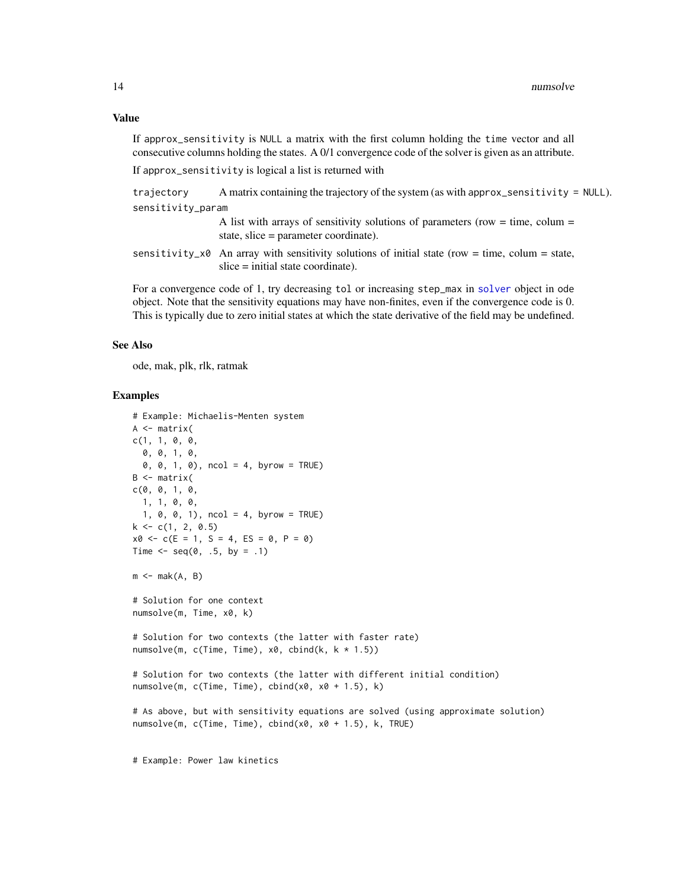### Value

If `approx_sensitivity` is `NULL` a matrix with the first column holding the `time` vector and all consecutive columns holding the states. A 0/1 convergence code of the solver is given as an attribute.

If `approx_sensitivity` is logical a list is returned with

- `trajectory` A matrix containing the trajectory of the system (as with `approx_sensitivity = NULL`).
- `sensitivity_param` A list with arrays of sensitivity solutions of parameters (row = time, colum = state, slice = parameter coordinate).
- `sensitivity_x0` An array with sensitivity solutions of initial state (row = time, colum = state, slice = initial state coordinate).

For a convergence code of 1, try decreasing `tol` or increasing `step_max` in solver object in ode object. Note that the sensitivity equations may have non-finites, even if the convergence code is 0. This is typically due to zero initial states at which the state derivative of the field may be undefined.

### See Also

ode, mak, plk, rlk, ratmak

### Examples

```
# Example: Michaelis-Menten system
A <- matrix(
c(1, 1, 0, 0,
  0, 0, 1, 0,
  0, 0, 1, 0), ncol = 4, byrow = TRUE)
B <- matrix(
c(0, 0, 1, 0,
  1, 1, 0, 0,
  1, 0, 0, 1), ncol = 4, byrow = TRUE)
k <- c(1, 2, 0.5)
x0 <- c(E = 1, S = 4, ES = 0, P = 0)
Time <- seq(0, .5, by = .1)

m <- mak(A, B)

# Solution for one context
numsolve(m, Time, x0, k)

# Solution for two contexts (the latter with faster rate)
numsolve(m, c(Time, Time), x0, cbind(k, k * 1.5))

# Solution for two contexts (the latter with different initial condition)
numsolve(m, c(Time, Time), cbind(x0, x0 + 1.5), k)

# As above, but with sensitivity equations are solved (using approximate solution)
numsolve(m, c(Time, Time), cbind(x0, x0 + 1.5), k, TRUE)


# Example: Power law kinetics
```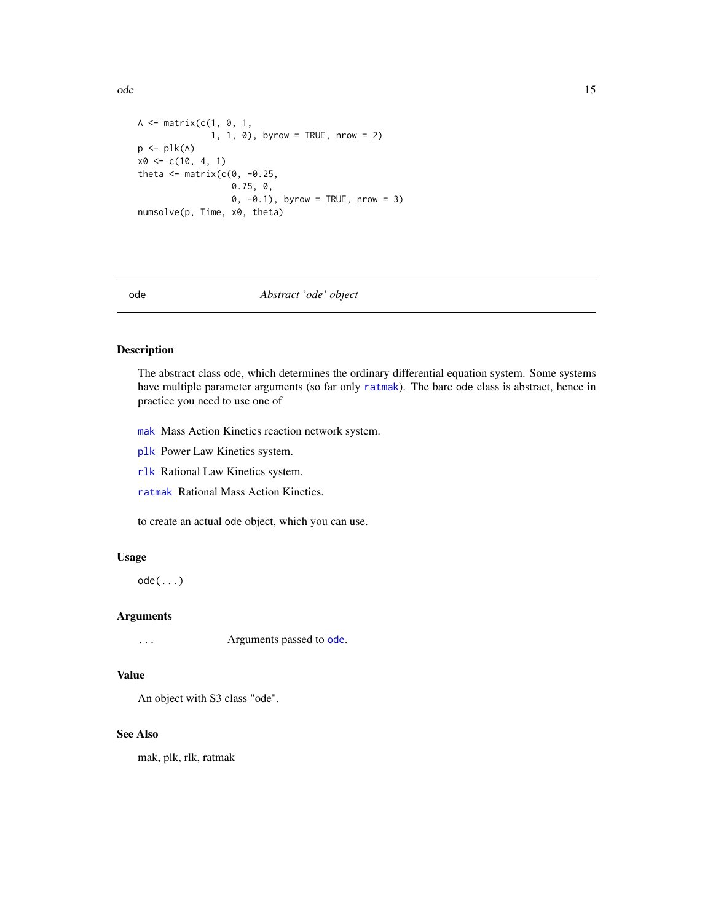```
A <- matrix(c(1, 0, 1,
              1, 1, 0), byrow = TRUE, nrow = 2)
p <- plk(A)
x0 <- c(10, 4, 1)
theta <- matrix(c(0, -0.25,
                  0.75, 0,
                  0, -0.1), byrow = TRUE, nrow = 3)
numsolve(p, Time, x0, theta)
```

## ode — *Abstract 'ode' object*

### Description

The abstract class ode, which determines the ordinary differential equation system. Some systems have multiple parameter arguments (so far only ratmak). The bare ode class is abstract, hence in practice you need to use one of

- mak Mass Action Kinetics reaction network system.
- plk Power Law Kinetics system.
- rlk Rational Law Kinetics system.
- ratmak Rational Mass Action Kinetics.

to create an actual ode object, which you can use.

### Usage

```
ode(...)
```

### Arguments

`...` Arguments passed to ode.

### Value

An object with S3 class "ode".

### See Also

mak, plk, rlk, ratmak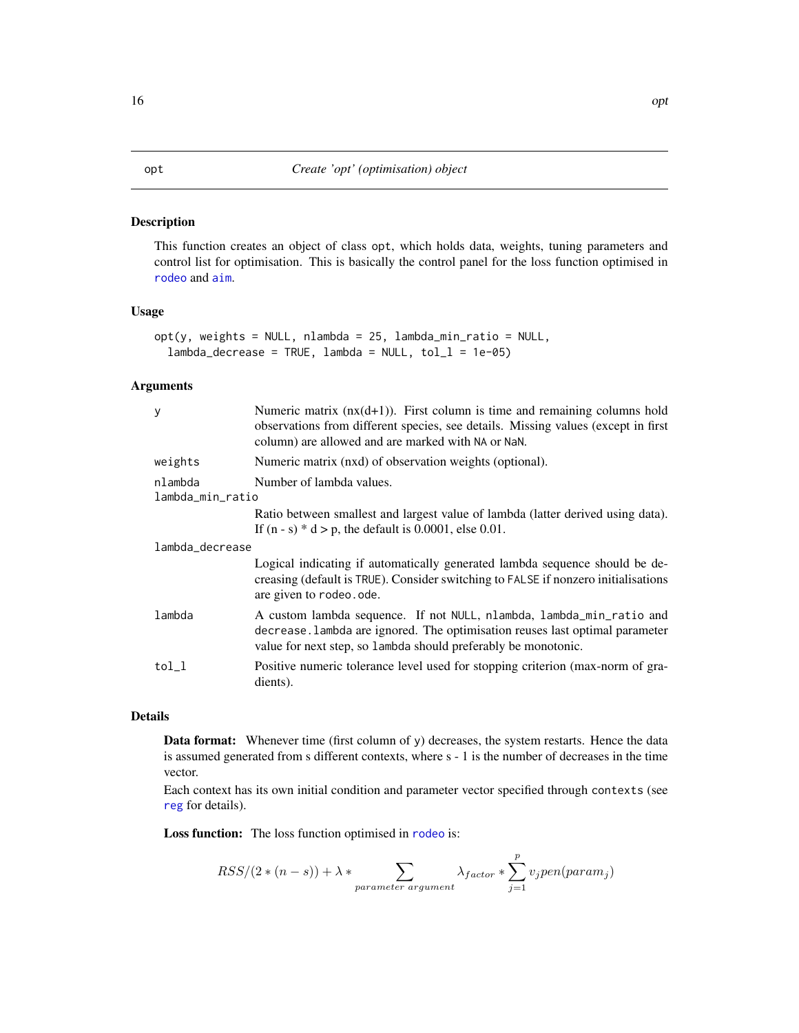## opt — *Create 'opt' (optimisation) object*

### Description

This function creates an object of class `opt`, which holds data, weights, tuning parameters and control list for optimisation. This is basically the control panel for the loss function optimised in `rodeo` and `aim`.

### Usage

```
opt(y, weights = NULL, nlambda = 25, lambda_min_ratio = NULL,
  lambda_decrease = TRUE, lambda = NULL, tol_l = 1e-05)
```

### Arguments

| Argument | Description |
|---|---|
| `y` | Numeric matrix (nx(d+1)). First column is time and remaining columns hold observations from different species, see details. Missing values (except in first column) are allowed and are marked with `NA` or `NaN`. |
| `weights` | Numeric matrix (nxd) of observation weights (optional). |
| `nlambda` | Number of lambda values. |
| `lambda_min_ratio` | Ratio between smallest and largest value of lambda (latter derived using data). If (n - s) * d > p, the default is 0.0001, else 0.01. |
| `lambda_decrease` | Logical indicating if automatically generated lambda sequence should be decreasing (default is `TRUE`). Consider switching to `FALSE` if nonzero initialisations are given to `rodeo.ode`. |
| `lambda` | A custom lambda sequence. If not `NULL`, `nlambda`, `lambda_min_ratio` and `decrease.lambda` are ignored. The optimisation reuses last optimal parameter value for next step, so `lambda` should preferably be monotonic. |
| `tol_l` | Positive numeric tolerance level used for stopping criterion (max-norm of gradients). |

### Details

**Data format:** Whenever time (first column of `y`) decreases, the system restarts. Hence the data is assumed generated from s different contexts, where s - 1 is the number of decreases in the time vector.

Each context has its own initial condition and parameter vector specified through `contexts` (see `reg` for details).

**Loss function:** The loss function optimised in `rodeo` is:

$$RSS/(2*(n-s)) + \lambda * \sum_{parameter\ argument} \lambda_{factor} * \sum_{j=1}^{p} v_j pen(param_j)$$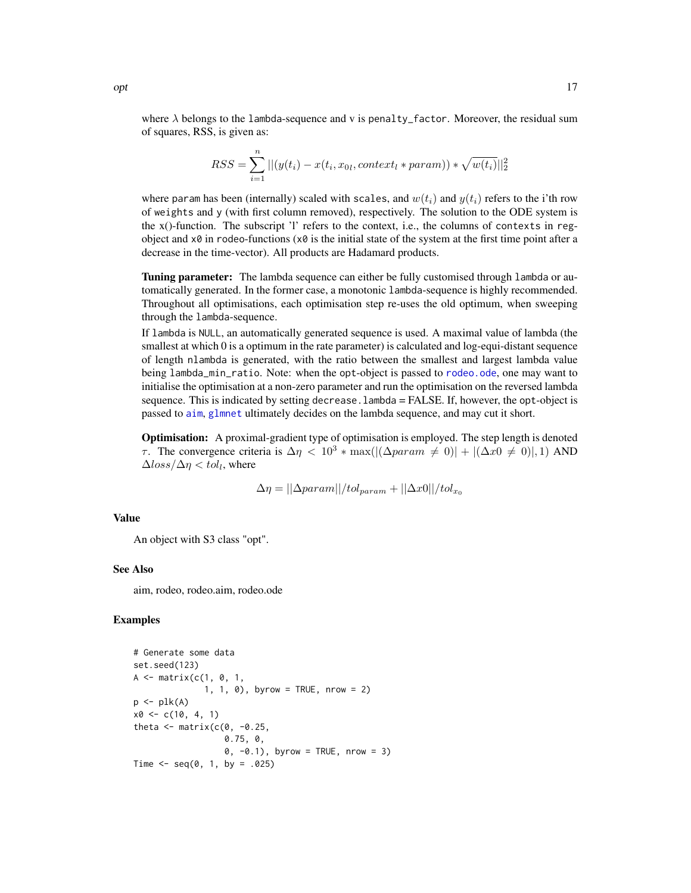where $\lambda$ belongs to the lambda-sequence and v is penalty_factor. Moreover, the residual sum of squares, RSS, is given as:

$$RSS = \sum_{i=1}^{n} ||(y(t_i) - x(t_i, x_{0l}, context_l * param)) * \sqrt{w(t_i)}||_2^2$$

where param has been (internally) scaled with scales, and $w(t_i)$ and $y(t_i)$ refers to the i'th row of weights and y (with first column removed), respectively. The solution to the ODE system is the x()-function. The subscript 'l' refers to the context, i.e., the columns of contexts in reg-object and x0 in rodeo-functions (x0 is the initial state of the system at the first time point after a decrease in the time-vector). All products are Hadamard products.

**Tuning parameter:** The lambda sequence can either be fully customised through lambda or automatically generated. In the former case, a monotonic lambda-sequence is highly recommended. Throughout all optimisations, each optimisation step re-uses the old optimum, when sweeping through the lambda-sequence.

If lambda is NULL, an automatically generated sequence is used. A maximal value of lambda (the smallest at which 0 is a optimum in the rate parameter) is calculated and log-equi-distant sequence of length nlambda is generated, with the ratio between the smallest and largest lambda value being lambda_min_ratio. Note: when the opt-object is passed to rodeo.ode, one may want to initialise the optimisation at a non-zero parameter and run the optimisation on the reversed lambda sequence. This is indicated by setting decrease.lambda = FALSE. If, however, the opt-object is passed to aim, glmnet ultimately decides on the lambda sequence, and may cut it short.

**Optimisation:** A proximal-gradient type of optimisation is employed. The step length is denoted $\tau$. The convergence criteria is $\Delta\eta < 10^3 * \max(|(\Delta param \neq 0)| + |(\Delta x0 \neq 0)|, 1)$ AND $\Delta loss/\Delta\eta < tol_l$, where

$$\Delta\eta = ||\Delta param||/tol_{param} + ||\Delta x0||/tol_{x_0}$$

## Value

An object with S3 class "opt".

## See Also

aim, rodeo, rodeo.aim, rodeo.ode

## Examples

```
# Generate some data
set.seed(123)
A <- matrix(c(1, 0, 1,
              1, 1, 0), byrow = TRUE, nrow = 2)
p <- plk(A)
x0 <- c(10, 4, 1)
theta <- matrix(c(0, -0.25,
                  0.75, 0,
                  0, -0.1), byrow = TRUE, nrow = 3)
Time <- seq(0, 1, by = .025)
```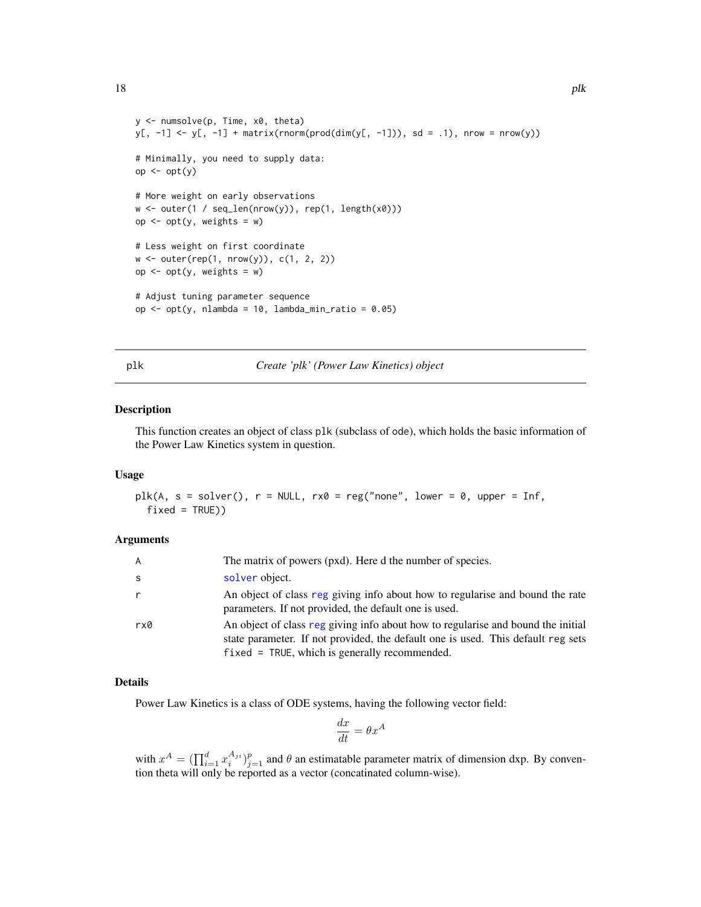```
y <- numsolve(p, Time, x0, theta)
y[, -1] <- y[, -1] + matrix(rnorm(prod(dim(y[, -1])), sd = .1), nrow = nrow(y))

# Minimally, you need to supply data:
op <- opt(y)

# More weight on early observations
w <- outer(1 / seq_len(nrow(y)), rep(1, length(x0)))
op <- opt(y, weights = w)

# Less weight on first coordinate
w <- outer(rep(1, nrow(y)), c(1, 2, 2))
op <- opt(y, weights = w)

# Adjust tuning parameter sequence
op <- opt(y, nlambda = 10, lambda_min_ratio = 0.05)
```

## plk — *Create 'plk' (Power Law Kinetics) object*

### Description

This function creates an object of class plk (subclass of ode), which holds the basic information of the Power Law Kinetics system in question.

### Usage

```
plk(A, s = solver(), r = NULL, rx0 = reg("none", lower = 0, upper = Inf,
  fixed = TRUE))
```

### Arguments

| | |
|---|---|
| A | The matrix of powers (pxd). Here d the number of species. |
| s | solver object. |
| r | An object of class reg giving info about how to regularise and bound the rate parameters. If not provided, the default one is used. |
| rx0 | An object of class reg giving info about how to regularise and bound the initial state parameter. If not provided, the default one is used. This default reg sets fixed = TRUE, which is generally recommended. |

### Details

Power Law Kinetics is a class of ODE systems, having the following vector field:

$$\frac{dx}{dt} = \theta x^A$$

with $x^A = (\prod_{i=1}^{d} x_i^{A_{ji}})_{j=1}^{p}$ and $\theta$ an estimatable parameter matrix of dimension dxp. By convention theta will only be reported as a vector (concatinated column-wise).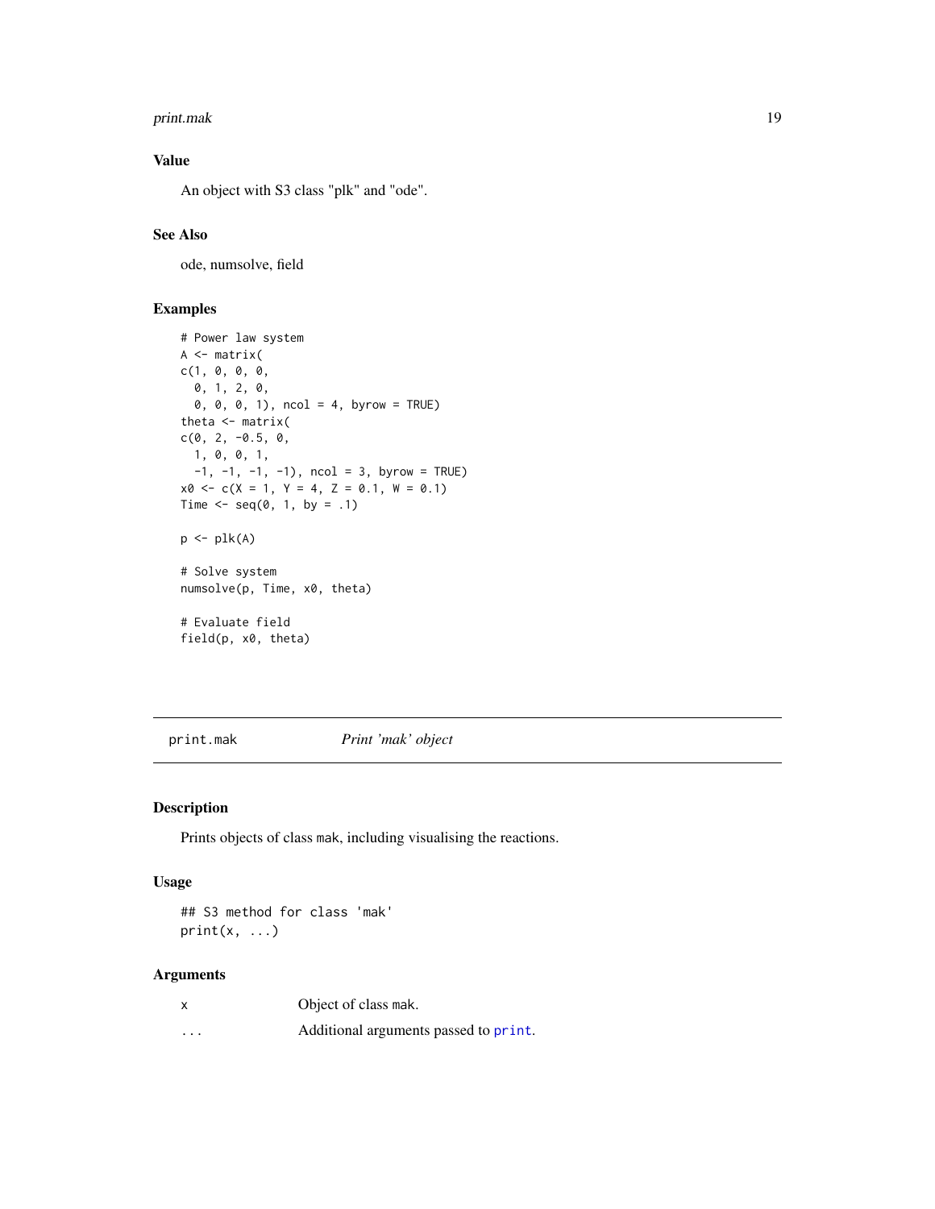### Value

An object with S3 class "plk" and "ode".

### See Also

ode, numsolve, field

### Examples

```
# Power law system
A <- matrix(
c(1, 0, 0, 0,
  0, 1, 2, 0,
  0, 0, 0, 1), ncol = 4, byrow = TRUE)
theta <- matrix(
c(0, 2, -0.5, 0,
  1, 0, 0, 1,
  -1, -1, -1, -1), ncol = 3, byrow = TRUE)
x0 <- c(X = 1, Y = 4, Z = 0.1, W = 0.1)
Time <- seq(0, 1, by = .1)

p <- plk(A)

# Solve system
numsolve(p, Time, x0, theta)

# Evaluate field
field(p, x0, theta)
```

---

## print.mak — *Print 'mak' object*

### Description

Prints objects of class mak, including visualising the reactions.

### Usage

```
## S3 method for class 'mak'
print(x, ...)
```

### Arguments

| | |
|---|---|
| x | Object of class mak. |
| ... | Additional arguments passed to print. |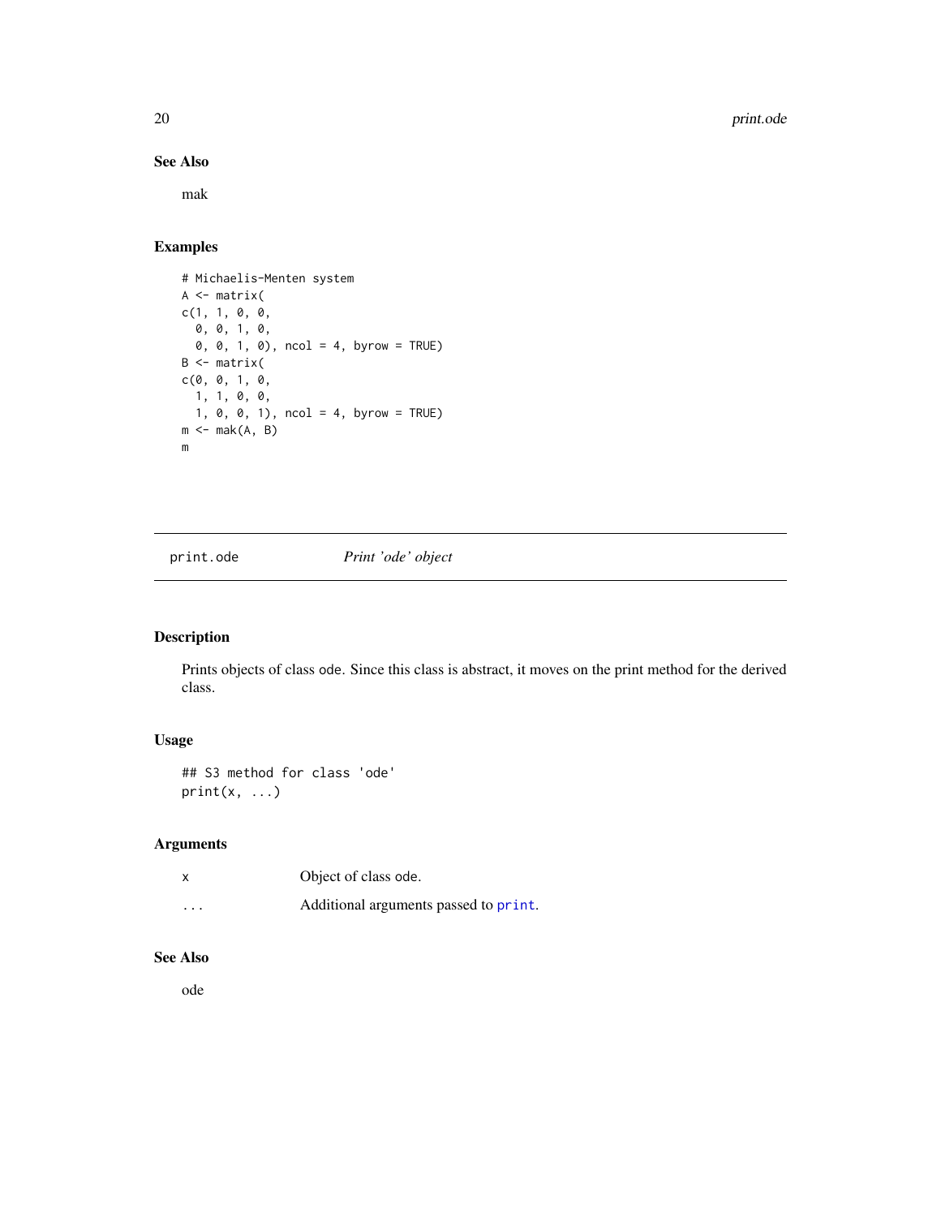### See Also

mak

### Examples

```
# Michaelis-Menten system
A <- matrix(
c(1, 1, 0, 0,
  0, 0, 1, 0,
  0, 0, 1, 0), ncol = 4, byrow = TRUE)
B <- matrix(
c(0, 0, 1, 0,
  1, 1, 0, 0,
  1, 0, 0, 1), ncol = 4, byrow = TRUE)
m <- mak(A, B)
m
```

---

## print.ode — *Print 'ode' object*

---

### Description

Prints objects of class ode. Since this class is abstract, it moves on the print method for the derived class.

### Usage

```
## S3 method for class 'ode'
print(x, ...)
```

### Arguments

| | |
|---|---|
| x | Object of class ode. |
| ... | Additional arguments passed to print. |

### See Also

ode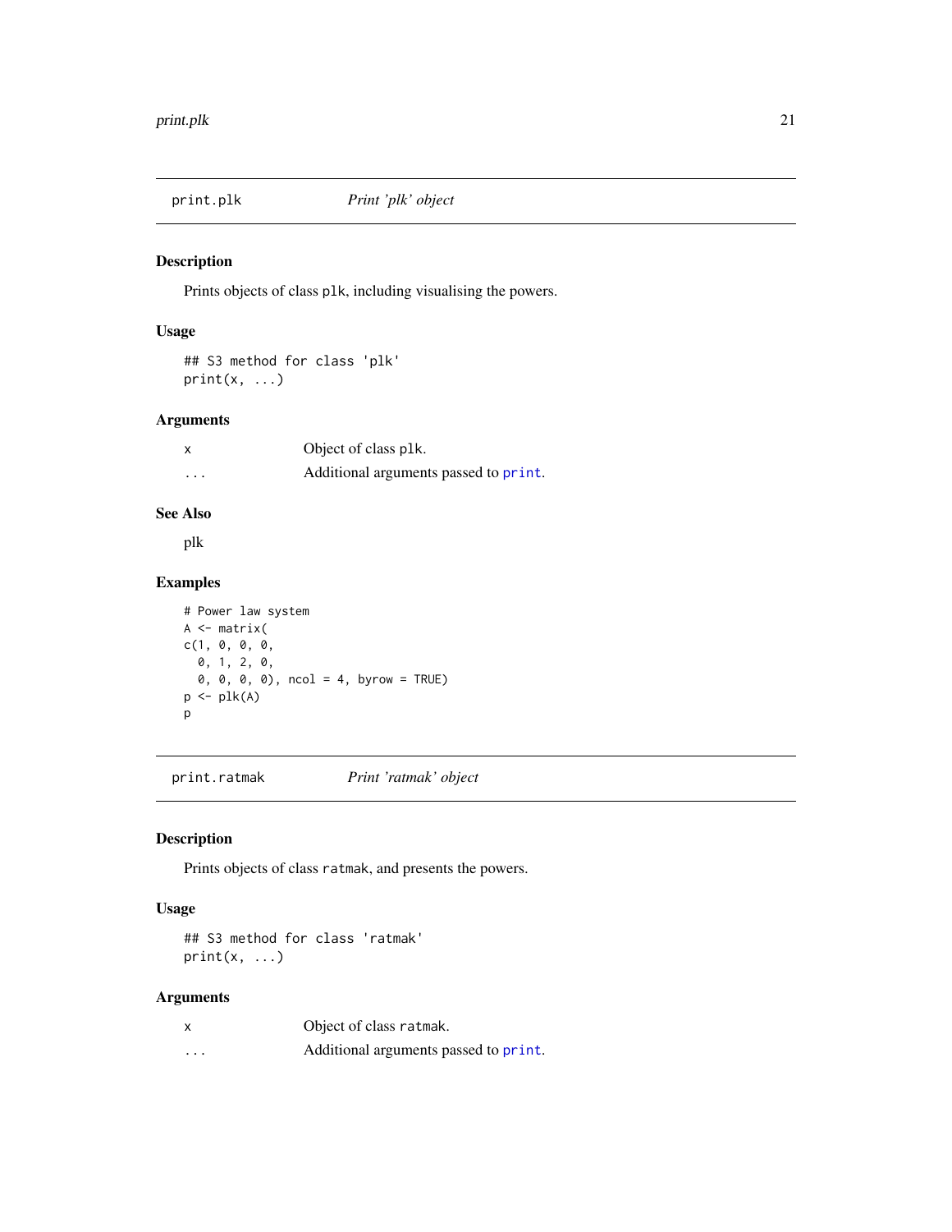## print.plk    *Print 'plk' object*

### Description

Prints objects of class plk, including visualising the powers.

### Usage

```
## S3 method for class 'plk'
print(x, ...)
```

### Arguments

| | |
|---|---|
| x | Object of class plk. |
| ... | Additional arguments passed to print. |

### See Also

plk

### Examples

```
# Power law system
A <- matrix(
c(1, 0, 0, 0,
  0, 1, 2, 0,
  0, 0, 0, 0), ncol = 4, byrow = TRUE)
p <- plk(A)
p
```

## print.ratmak    *Print 'ratmak' object*

### Description

Prints objects of class ratmak, and presents the powers.

### Usage

```
## S3 method for class 'ratmak'
print(x, ...)
```

### Arguments

| | |
|---|---|
| x | Object of class ratmak. |
| ... | Additional arguments passed to print. |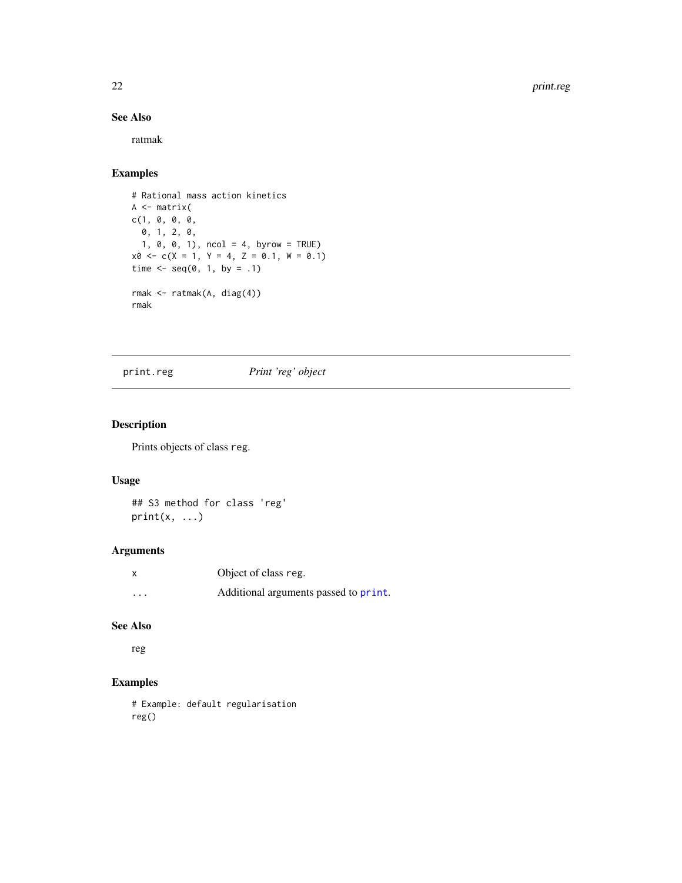## See Also

ratmak

## Examples

```
# Rational mass action kinetics
A <- matrix(
c(1, 0, 0, 0,
  0, 1, 2, 0,
  1, 0, 0, 1), ncol = 4, byrow = TRUE)
x0 <- c(X = 1, Y = 4, Z = 0.1, W = 0.1)
time <- seq(0, 1, by = .1)

rmak <- ratmak(A, diag(4))
rmak
```

---

# print.reg — *Print 'reg' object*

## Description

Prints objects of class reg.

## Usage

```
## S3 method for class 'reg'
print(x, ...)
```

## Arguments

| | |
|---|---|
| x | Object of class reg. |
| ... | Additional arguments passed to print. |

## See Also

reg

## Examples

```
# Example: default regularisation
reg()
```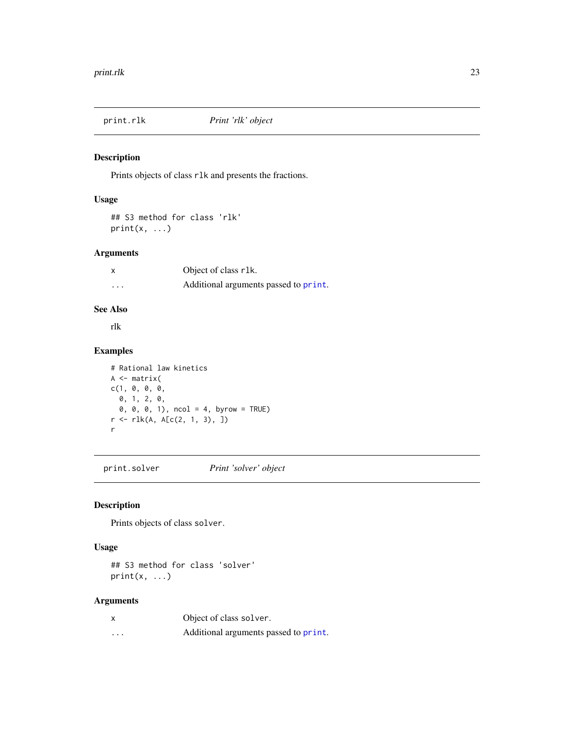## print.rlk *Print 'rlk' object*

### Description

Prints objects of class `rlk` and presents the fractions.

### Usage

```
## S3 method for class 'rlk'
print(x, ...)
```

### Arguments

| | |
|---|---|
| x | Object of class `rlk`. |
| ... | Additional arguments passed to `print`. |

### See Also

rlk

### Examples

```
# Rational law kinetics
A <- matrix(
c(1, 0, 0, 0,
  0, 1, 2, 0,
  0, 0, 0, 1), ncol = 4, byrow = TRUE)
r <- rlk(A, A[c(2, 1, 3), ])
r
```

## print.solver *Print 'solver' object*

### Description

Prints objects of class `solver`.

### Usage

```
## S3 method for class 'solver'
print(x, ...)
```

### Arguments

| | |
|---|---|
| x | Object of class `solver`. |
| ... | Additional arguments passed to `print`. |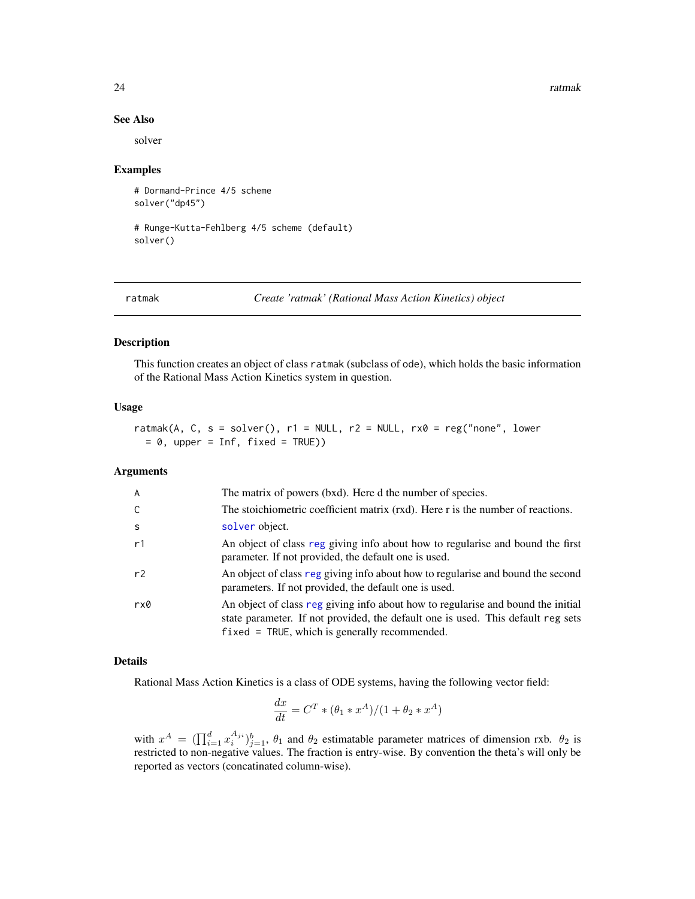### See Also

solver

### Examples

```
# Dormand-Prince 4/5 scheme
solver("dp45")

# Runge-Kutta-Fehlberg 4/5 scheme (default)
solver()
```

---

## ratmak — *Create 'ratmak' (Rational Mass Action Kinetics) object*

### Description

This function creates an object of class ratmak (subclass of ode), which holds the basic information of the Rational Mass Action Kinetics system in question.

### Usage

```
ratmak(A, C, s = solver(), r1 = NULL, r2 = NULL, rx0 = reg("none", lower
  = 0, upper = Inf, fixed = TRUE))
```

### Arguments

| | |
|---|---|
| A | The matrix of powers (bxd). Here d the number of species. |
| C | The stoichiometric coefficient matrix (rxd). Here r is the number of reactions. |
| s | solver object. |
| r1 | An object of class reg giving info about how to regularise and bound the first parameter. If not provided, the default one is used. |
| r2 | An object of class reg giving info about how to regularise and bound the second parameters. If not provided, the default one is used. |
| rx0 | An object of class reg giving info about how to regularise and bound the initial state parameter. If not provided, the default one is used. This default reg sets fixed = TRUE, which is generally recommended. |

### Details

Rational Mass Action Kinetics is a class of ODE systems, having the following vector field:

$$\frac{dx}{dt} = C^T * (\theta_1 * x^A)/(1 + \theta_2 * x^A)$$

with $x^A = (\prod_{i=1}^d x_i^{A_{ji}})_{j=1}^b$, $\theta_1$ and $\theta_2$ estimatable parameter matrices of dimension rxb. $\theta_2$ is restricted to non-negative values. The fraction is entry-wise. By convention the theta's will only be reported as vectors (concatinated column-wise).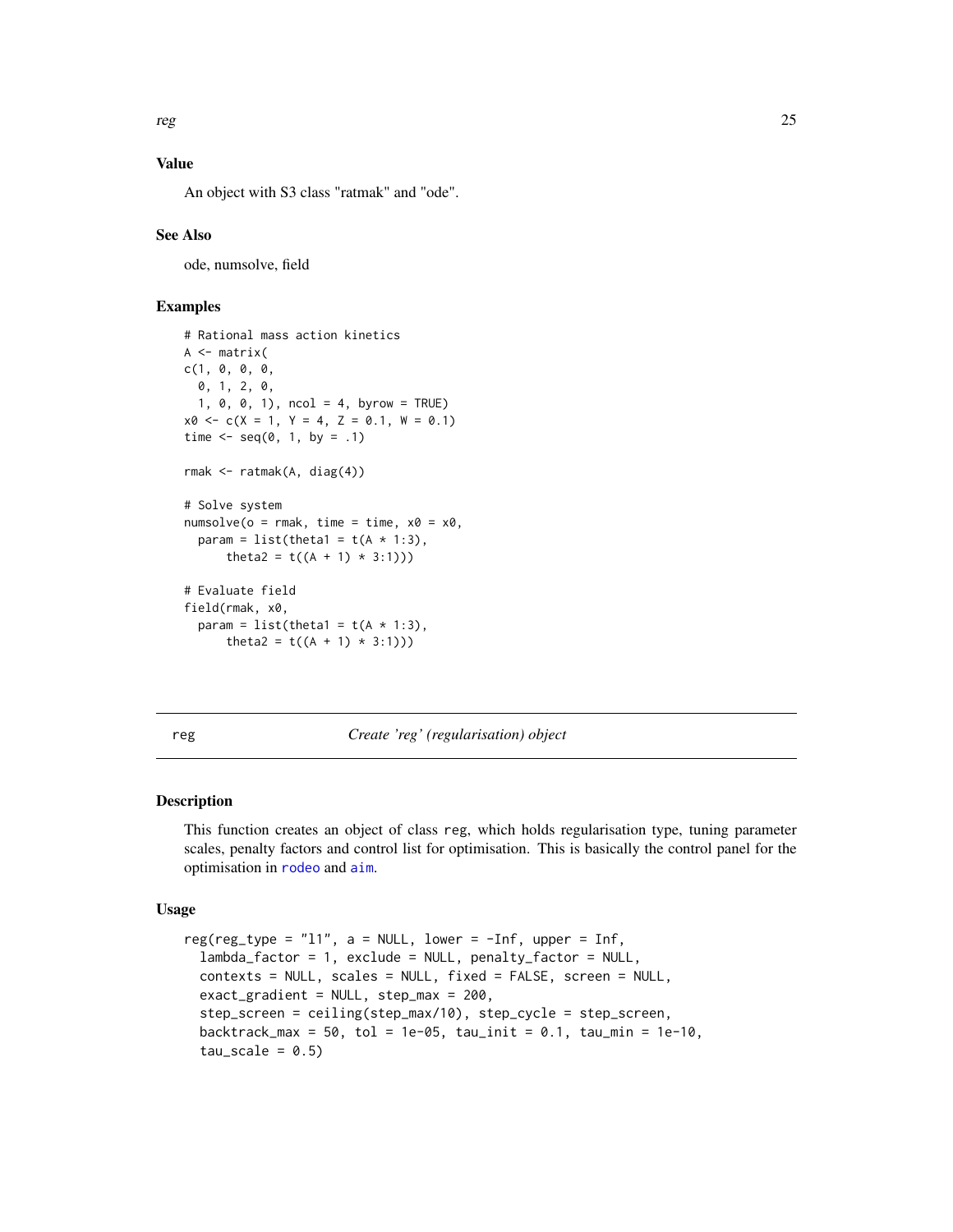### Value

An object with S3 class "ratmak" and "ode".

### See Also

ode, numsolve, field

### Examples

```
# Rational mass action kinetics
A <- matrix(
c(1, 0, 0, 0,
  0, 1, 2, 0,
  1, 0, 0, 1), ncol = 4, byrow = TRUE)
x0 <- c(X = 1, Y = 4, Z = 0.1, W = 0.1)
time <- seq(0, 1, by = .1)

rmak <- ratmak(A, diag(4))

# Solve system
numsolve(o = rmak, time = time, x0 = x0,
  param = list(theta1 = t(A * 1:3),
      theta2 = t((A + 1) * 3:1)))

# Evaluate field
field(rmak, x0,
  param = list(theta1 = t(A * 1:3),
      theta2 = t((A + 1) * 3:1)))
```

---

## reg — *Create 'reg' (regularisation) object*

### Description

This function creates an object of class reg, which holds regularisation type, tuning parameter scales, penalty factors and control list for optimisation. This is basically the control panel for the optimisation in rodeo and aim.

### Usage

```
reg(reg_type = "l1", a = NULL, lower = -Inf, upper = Inf,
  lambda_factor = 1, exclude = NULL, penalty_factor = NULL,
  contexts = NULL, scales = NULL, fixed = FALSE, screen = NULL,
  exact_gradient = NULL, step_max = 200,
  step_screen = ceiling(step_max/10), step_cycle = step_screen,
  backtrack_max = 50, tol = 1e-05, tau_init = 0.1, tau_min = 1e-10,
  tau_scale = 0.5)
```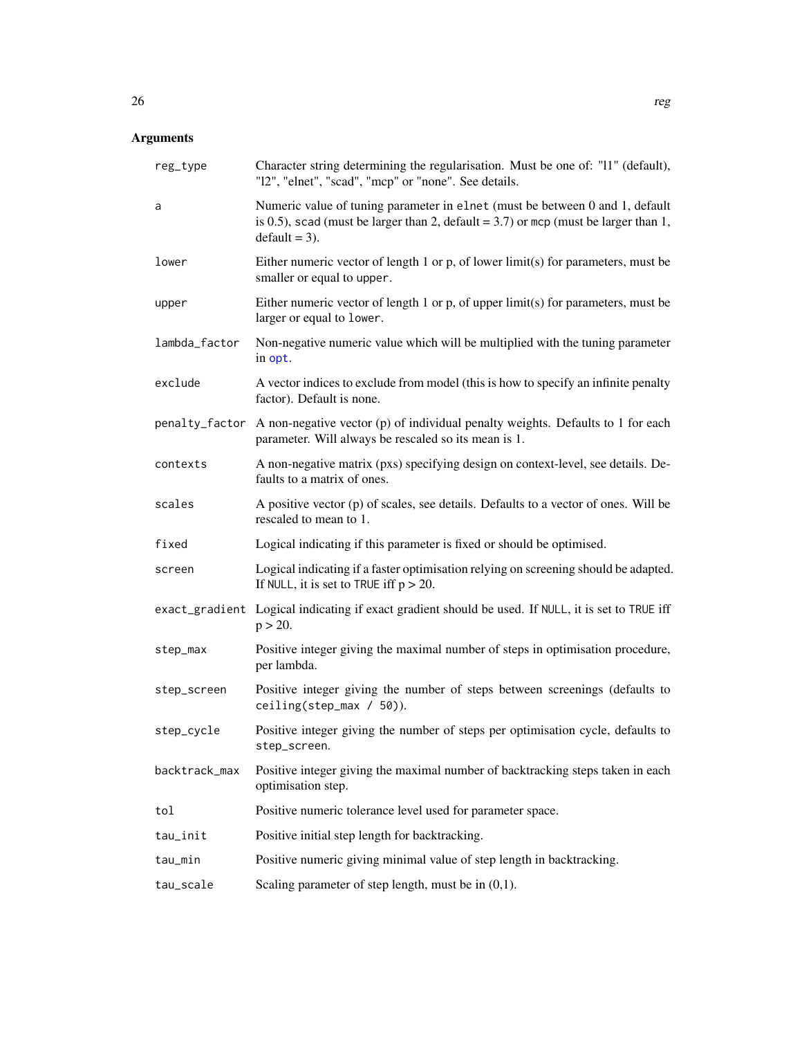## Arguments

| | |
|---|---|
| `reg_type` | Character string determining the regularisation. Must be one of: "l1" (default), "l2", "elnet", "scad", "mcp" or "none". See details. |
| `a` | Numeric value of tuning parameter in `elnet` (must be between 0 and 1, default is 0.5), `scad` (must be larger than 2, default = 3.7) or `mcp` (must be larger than 1, default = 3). |
| `lower` | Either numeric vector of length 1 or p, of lower limit(s) for parameters, must be smaller or equal to `upper`. |
| `upper` | Either numeric vector of length 1 or p, of upper limit(s) for parameters, must be larger or equal to `lower`. |
| `lambda_factor` | Non-negative numeric value which will be multiplied with the tuning parameter in `opt`. |
| `exclude` | A vector indices to exclude from model (this is how to specify an infinite penalty factor). Default is none. |
| `penalty_factor` | A non-negative vector (p) of individual penalty weights. Defaults to 1 for each parameter. Will always be rescaled so its mean is 1. |
| `contexts` | A non-negative matrix (pxs) specifying design on context-level, see details. Defaults to a matrix of ones. |
| `scales` | A positive vector (p) of scales, see details. Defaults to a vector of ones. Will be rescaled to mean to 1. |
| `fixed` | Logical indicating if this parameter is fixed or should be optimised. |
| `screen` | Logical indicating if a faster optimisation relying on screening should be adapted. If `NULL`, it is set to `TRUE` iff p > 20. |
| `exact_gradient` | Logical indicating if exact gradient should be used. If `NULL`, it is set to `TRUE` iff p > 20. |
| `step_max` | Positive integer giving the maximal number of steps in optimisation procedure, per lambda. |
| `step_screen` | Positive integer giving the number of steps between screenings (defaults to `ceiling(step_max / 50)`). |
| `step_cycle` | Positive integer giving the number of steps per optimisation cycle, defaults to `step_screen`. |
| `backtrack_max` | Positive integer giving the maximal number of backtracking steps taken in each optimisation step. |
| `tol` | Positive numeric tolerance level used for parameter space. |
| `tau_init` | Positive initial step length for backtracking. |
| `tau_min` | Positive numeric giving minimal value of step length in backtracking. |
| `tau_scale` | Scaling parameter of step length, must be in (0,1). |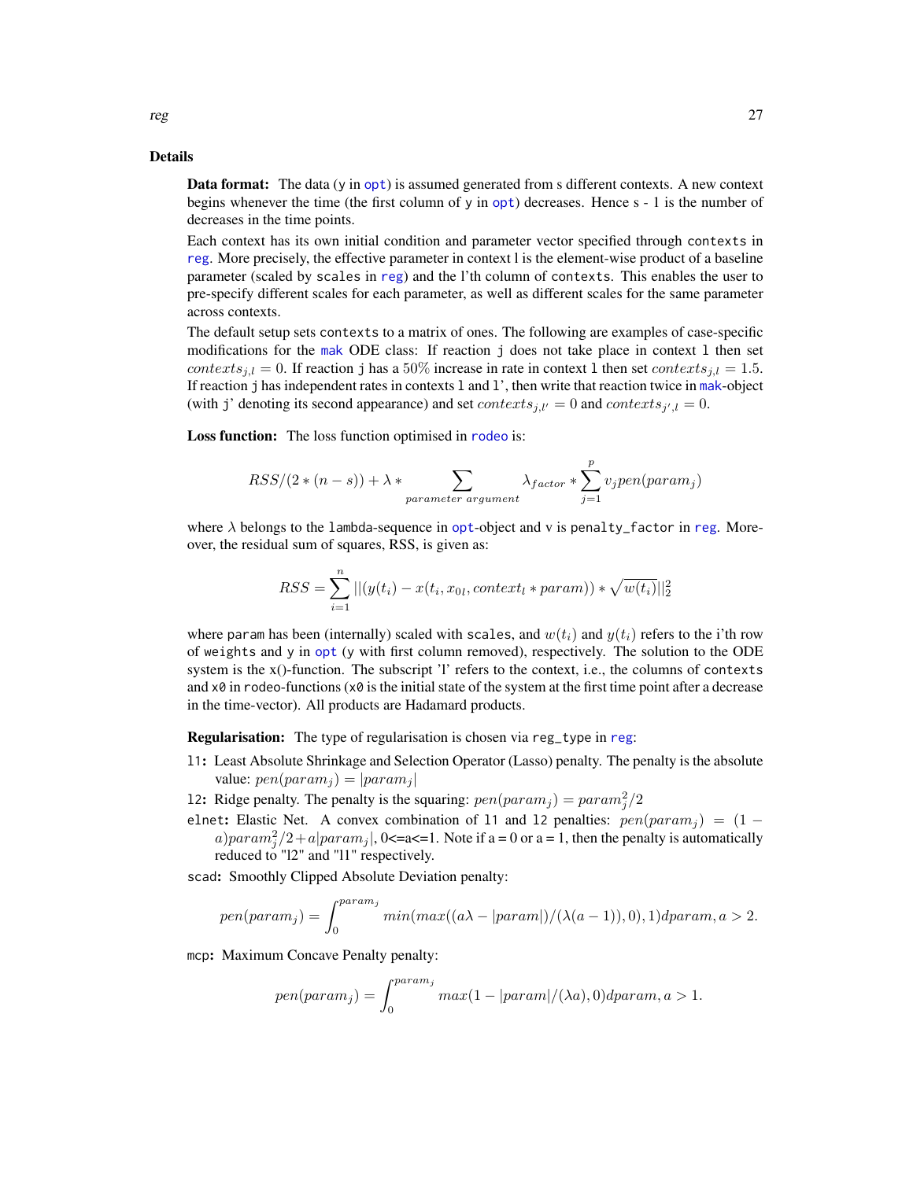## Details

**Data format:** The data (y in opt) is assumed generated from s different contexts. A new context begins whenever the time (the first column of y in opt) decreases. Hence s - 1 is the number of decreases in the time points.

Each context has its own initial condition and parameter vector specified through `contexts` in reg. More precisely, the effective parameter in context l is the element-wise product of a baseline parameter (scaled by `scales` in reg) and the l'th column of `contexts`. This enables the user to pre-specify different scales for each parameter, as well as different scales for the same parameter across contexts.

The default setup sets `contexts` to a matrix of ones. The following are examples of case-specific modifications for the mak ODE class: If reaction j does not take place in context l then set $contexts_{j,l} = 0$. If reaction j has a 50% increase in rate in context l then set $contexts_{j,l} = 1.5$. If reaction j has independent rates in contexts l and l', then write that reaction twice in mak-object (with j' denoting its second appearance) and set $contexts_{j,l'} = 0$ and $contexts_{j',l} = 0$.

**Loss function:** The loss function optimised in rodeo is:

$$RSS/(2*(n-s)) + \lambda * \sum_{parameter\ argument} \lambda_{factor} * \sum_{j=1}^{p} v_j pen(param_j)$$

where $\lambda$ belongs to the `lambda`-sequence in opt-object and v is `penalty_factor` in reg. Moreover, the residual sum of squares, RSS, is given as:

$$RSS = \sum_{i=1}^{n} ||(y(t_i) - x(t_i, x_{0l}, context_l * param)) * \sqrt{w(t_i)}||_2^2$$

where `param` has been (internally) scaled with `scales`, and $w(t_i)$ and $y(t_i)$ refers to the i'th row of `weights` and `y` in opt (`y` with first column removed), respectively. The solution to the ODE system is the x()-function. The subscript 'l' refers to the context, i.e., the columns of `contexts` and `x0` in `rodeo`-functions (`x0` is the initial state of the system at the first time point after a decrease in the time-vector). All products are Hadamard products.

**Regularisation:** The type of regularisation is chosen via `reg_type` in reg:

- `l1`: Least Absolute Shrinkage and Selection Operator (Lasso) penalty. The penalty is the absolute value: $pen(param_j) = |param_j|$
- `l2`: Ridge penalty. The penalty is the squaring: $pen(param_j) = param_j^2/2$
- `elnet`: Elastic Net. A convex combination of `l1` and `l2` penalties: $pen(param_j) = (1-a)param_j^2/2 + a|param_j|$, 0<=a<=1. Note if a = 0 or a = 1, then the penalty is automatically reduced to "l2" and "l1" respectively.
- `scad`: Smoothly Clipped Absolute Deviation penalty:

$$pen(param_j) = \int_0^{param_j} min(max((a\lambda - |param|)/(\lambda(a-1)), 0), 1) dparam, a > 2.$$

- `mcp`: Maximum Concave Penalty penalty:

$$pen(param_j) = \int_0^{param_j} max(1 - |param|/(\lambda a), 0) dparam, a > 1.$$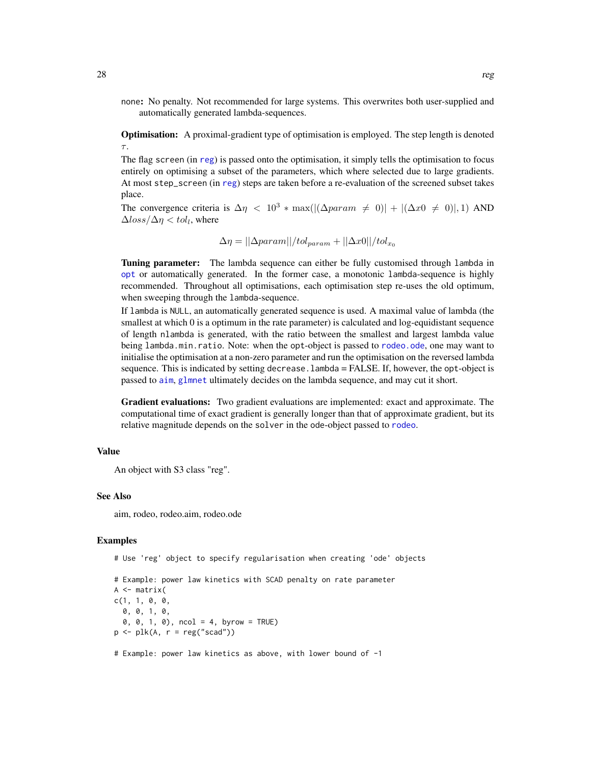none: No penalty. Not recommended for large systems. This overwrites both user-supplied and automatically generated lambda-sequences.

**Optimisation:** A proximal-gradient type of optimisation is employed. The step length is denoted $\tau$.

The flag `screen` (in `reg`) is passed onto the optimisation, it simply tells the optimisation to focus entirely on optimising a subset of the parameters, which where selected due to large gradients. At most `step_screen` (in `reg`) steps are taken before a re-evaluation of the screened subset takes place.

The convergence criteria is $\Delta\eta < 10^3 * \max(|(\Delta param \neq 0)| + |(\Delta x0 \neq 0)|, 1)$ AND $\Delta loss/\Delta\eta < tol_l$, where

$$\Delta\eta = ||\Delta param||/tol_{param} + ||\Delta x0||/tol_{x_0}$$

**Tuning parameter:** The lambda sequence can either be fully customised through `lambda` in `opt` or automatically generated. In the former case, a monotonic `lambda`-sequence is highly recommended. Throughout all optimisations, each optimisation step re-uses the old optimum, when sweeping through the `lambda`-sequence.

If `lambda` is `NULL`, an automatically generated sequence is used. A maximal value of lambda (the smallest at which 0 is a optimum in the rate parameter) is calculated and log-equidistant sequence of length `nlambda` is generated, with the ratio between the smallest and largest lambda value being `lambda.min.ratio`. Note: when the `opt`-object is passed to `rodeo.ode`, one may want to initialise the optimisation at a non-zero parameter and run the optimisation on the reversed lambda sequence. This is indicated by setting `decrease.lambda` = FALSE. If, however, the `opt`-object is passed to `aim`, `glmnet` ultimately decides on the lambda sequence, and may cut it short.

**Gradient evaluations:** Two gradient evaluations are implemented: exact and approximate. The computational time of exact gradient is generally longer than that of approximate gradient, but its relative magnitude depends on the `solver` in the ode-object passed to `rodeo`.

## Value

An object with S3 class "reg".

## See Also

aim, rodeo, rodeo.aim, rodeo.ode

## Examples

```
# Use 'reg' object to specify regularisation when creating 'ode' objects

# Example: power law kinetics with SCAD penalty on rate parameter
A <- matrix(
c(1, 1, 0, 0,
  0, 0, 1, 0,
  0, 0, 1, 0), ncol = 4, byrow = TRUE)
p <- plk(A, r = reg("scad"))

# Example: power law kinetics as above, with lower bound of -1
```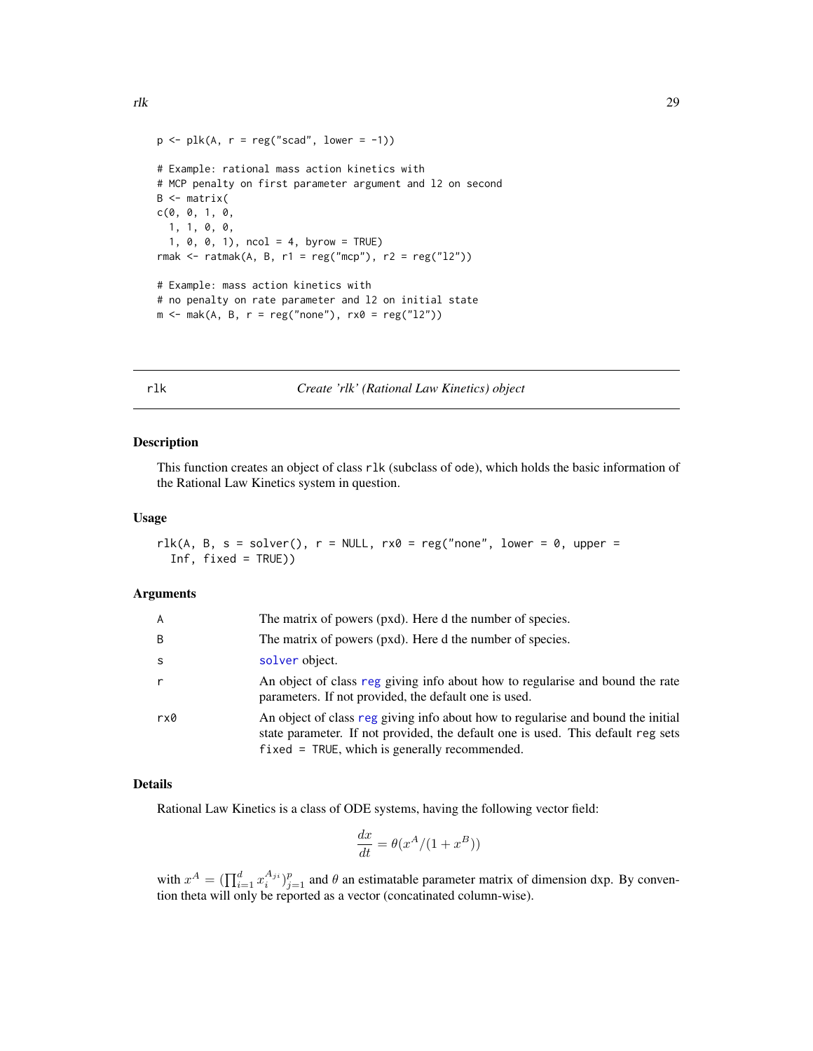```
p <- plk(A, r = reg("scad", lower = -1))

# Example: rational mass action kinetics with
# MCP penalty on first parameter argument and l2 on second
B <- matrix(
c(0, 0, 1, 0,
  1, 1, 0, 0,
  1, 0, 0, 1), ncol = 4, byrow = TRUE)
rmak <- ratmak(A, B, r1 = reg("mcp"), r2 = reg("l2"))

# Example: mass action kinetics with
# no penalty on rate parameter and l2 on initial state
m <- mak(A, B, r = reg("none"), rx0 = reg("l2"))
```

---

## rlk — *Create 'rlk' (Rational Law Kinetics) object*

### Description

This function creates an object of class `rlk` (subclass of `ode`), which holds the basic information of the Rational Law Kinetics system in question.

### Usage

```
rlk(A, B, s = solver(), r = NULL, rx0 = reg("none", lower = 0, upper =
  Inf, fixed = TRUE))
```

### Arguments

| | |
|---|---|
| `A` | The matrix of powers (pxd). Here d the number of species. |
| `B` | The matrix of powers (pxd). Here d the number of species. |
| `s` | `solver` object. |
| `r` | An object of class `reg` giving info about how to regularise and bound the rate parameters. If not provided, the default one is used. |
| `rx0` | An object of class `reg` giving info about how to regularise and bound the initial state parameter. If not provided, the default one is used. This default `reg` sets `fixed = TRUE`, which is generally recommended. |

### Details

Rational Law Kinetics is a class of ODE systems, having the following vector field:

$$\frac{dx}{dt} = \theta(x^A/(1 + x^B))$$

with $x^A = (\prod_{i=1}^{d} x_i^{A_{ji}})_{j=1}^{p}$ and $\theta$ an estimatable parameter matrix of dimension dxp. By convention theta will only be reported as a vector (concatinated column-wise).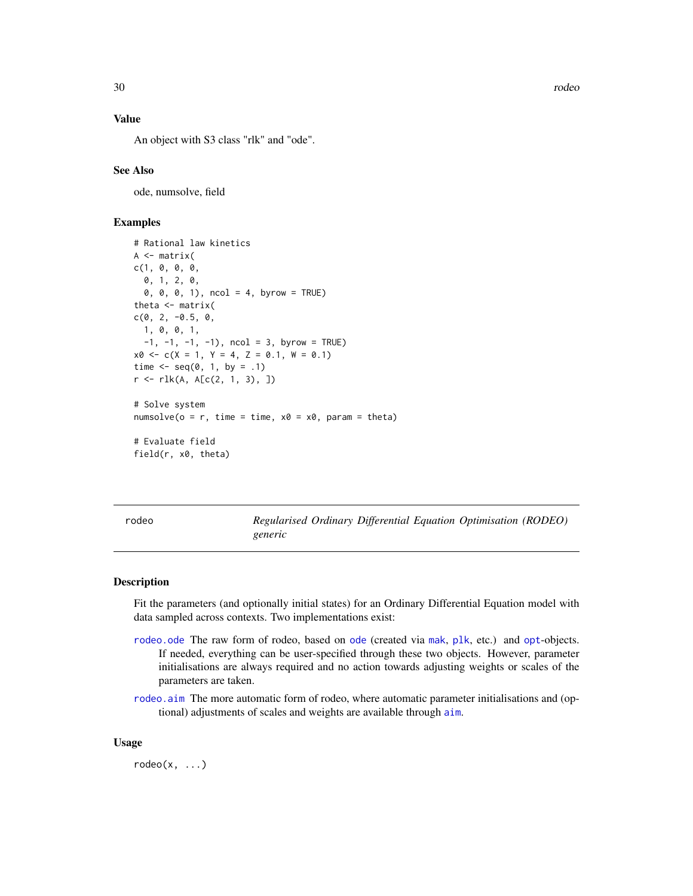## Value

An object with S3 class "rlk" and "ode".

## See Also

ode, numsolve, field

## Examples

```
# Rational law kinetics
A <- matrix(
c(1, 0, 0, 0,
  0, 1, 2, 0,
  0, 0, 0, 1), ncol = 4, byrow = TRUE)
theta <- matrix(
c(0, 2, -0.5, 0,
  1, 0, 0, 1,
  -1, -1, -1, -1), ncol = 3, byrow = TRUE)
x0 <- c(X = 1, Y = 4, Z = 0.1, W = 0.1)
time <- seq(0, 1, by = .1)
r <- rlk(A, A[c(2, 1, 3), ])

# Solve system
numsolve(o = r, time = time, x0 = x0, param = theta)

# Evaluate field
field(r, x0, theta)
```

---

# rodeo — *Regularised Ordinary Differential Equation Optimisation (RODEO) generic*

## Description

Fit the parameters (and optionally initial states) for an Ordinary Differential Equation model with data sampled across contexts. Two implementations exist:

- `rodeo.ode` The raw form of rodeo, based on `ode` (created via `mak`, `plk`, etc.) and `opt`-objects. If needed, everything can be user-specified through these two objects. However, parameter initialisations are always required and no action towards adjusting weights or scales of the parameters are taken.
- `rodeo.aim` The more automatic form of rodeo, where automatic parameter initialisations and (optional) adjustments of scales and weights are available through `aim`.

## Usage

```
rodeo(x, ...)
```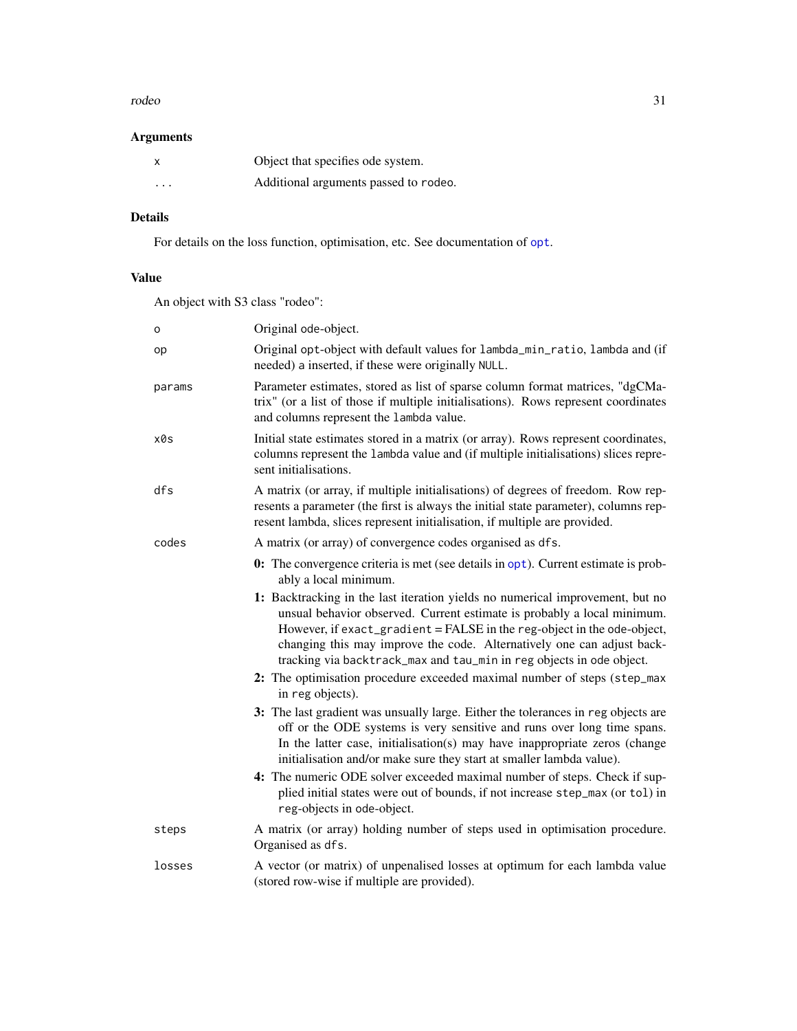## Arguments

| | |
|---|---|
| `x` | Object that specifies ode system. |
| `...` | Additional arguments passed to `rodeo`. |

## Details

For details on the loss function, optimisation, etc. See documentation of `opt`.

## Value

An object with S3 class "rodeo":

| | |
|---|---|
| `o` | Original ode-object. |
| `op` | Original `opt`-object with default values for `lambda_min_ratio`, `lambda` and (if needed) `a` inserted, if these were originally `NULL`. |
| `params` | Parameter estimates, stored as list of sparse column format matrices, "dgCMatrix" (or a list of those if multiple initialisations). Rows represent coordinates and columns represent the `lambda` value. |
| `x0s` | Initial state estimates stored in a matrix (or array). Rows represent coordinates, columns represent the `lambda` value and (if multiple initialisations) slices represent initialisations. |
| `dfs` | A matrix (or array, if multiple initialisations) of degrees of freedom. Row represents a parameter (the first is always the initial state parameter), columns represent lambda, slices represent initialisation, if multiple are provided. |
| `codes` | A matrix (or array) of convergence codes organised as `dfs`. |

- **0:** The convergence criteria is met (see details in `opt`). Current estimate is probably a local minimum.
- **1:** Backtracking in the last iteration yields no numerical improvement, but no unsual behavior observed. Current estimate is probably a local minimum. However, if `exact_gradient` = FALSE in the `reg`-object in the ode-object, changing this may improve the code. Alternatively one can adjust backtracking via `backtrack_max` and `tau_min` in `reg` objects in `ode` object.
- **2:** The optimisation procedure exceeded maximal number of steps (`step_max` in `reg` objects).
- **3:** The last gradient was unsually large. Either the tolerances in `reg` objects are off or the ODE systems is very sensitive and runs over long time spans. In the latter case, initialisation(s) may have inappropriate zeros (change initialisation and/or make sure they start at smaller lambda value).
- **4:** The numeric ODE solver exceeded maximal number of steps. Check if supplied initial states were out of bounds, if not increase `step_max` (or `tol`) in `reg`-objects in `ode`-object.

| | |
|---|---|
| `steps` | A matrix (or array) holding number of steps used in optimisation procedure. Organised as `dfs`. |
| `losses` | A vector (or matrix) of unpenalised losses at optimum for each lambda value (stored row-wise if multiple are provided). |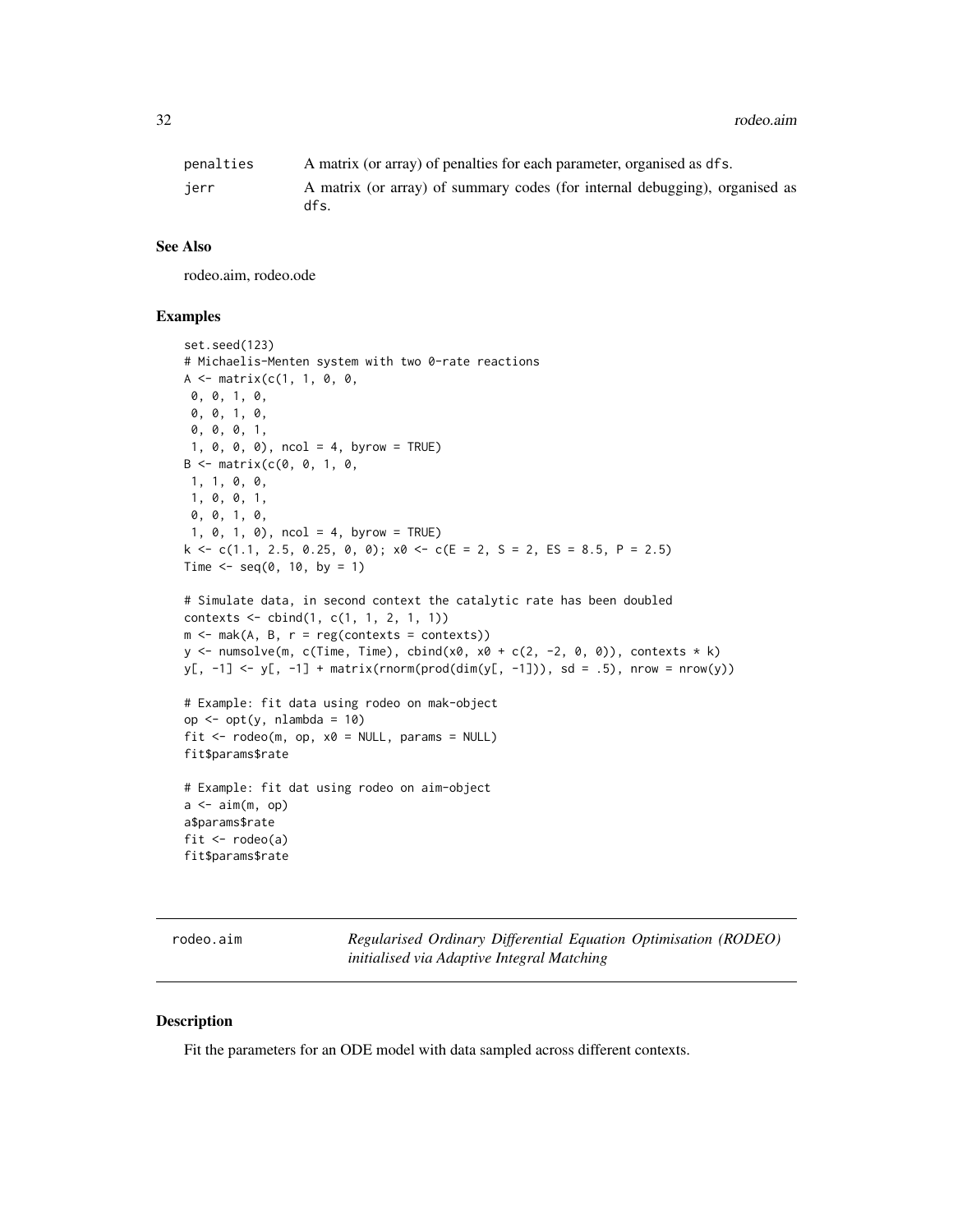| | |
|---|---|
| penalties | A matrix (or array) of penalties for each parameter, organised as dfs. |
| jerr | A matrix (or array) of summary codes (for internal debugging), organised as dfs. |

## See Also

rodeo.aim, rodeo.ode

## Examples

```
set.seed(123)
# Michaelis-Menten system with two 0-rate reactions
A <- matrix(c(1, 1, 0, 0,
 0, 0, 1, 0,
 0, 0, 1, 0,
 0, 0, 0, 1,
 1, 0, 0, 0), ncol = 4, byrow = TRUE)
B <- matrix(c(0, 0, 1, 0,
 1, 1, 0, 0,
 1, 0, 0, 1,
 0, 0, 1, 0,
 1, 0, 1, 0), ncol = 4, byrow = TRUE)
k <- c(1.1, 2.5, 0.25, 0, 0); x0 <- c(E = 2, S = 2, ES = 8.5, P = 2.5)
Time <- seq(0, 10, by = 1)

# Simulate data, in second context the catalytic rate has been doubled
contexts <- cbind(1, c(1, 1, 2, 1, 1))
m <- mak(A, B, r = reg(contexts = contexts))
y <- numsolve(m, c(Time, Time), cbind(x0, x0 + c(2, -2, 0, 0)), contexts * k)
y[, -1] <- y[, -1] + matrix(rnorm(prod(dim(y[, -1])), sd = .5), nrow = nrow(y))

# Example: fit data using rodeo on mak-object
op <- opt(y, nlambda = 10)
fit <- rodeo(m, op, x0 = NULL, params = NULL)
fit$params$rate

# Example: fit dat using rodeo on aim-object
a <- aim(m, op)
a$params$rate
fit <- rodeo(a)
fit$params$rate
```

---

# rodeo.aim — *Regularised Ordinary Differential Equation Optimisation (RODEO) initialised via Adaptive Integral Matching*

## Description

Fit the parameters for an ODE model with data sampled across different contexts.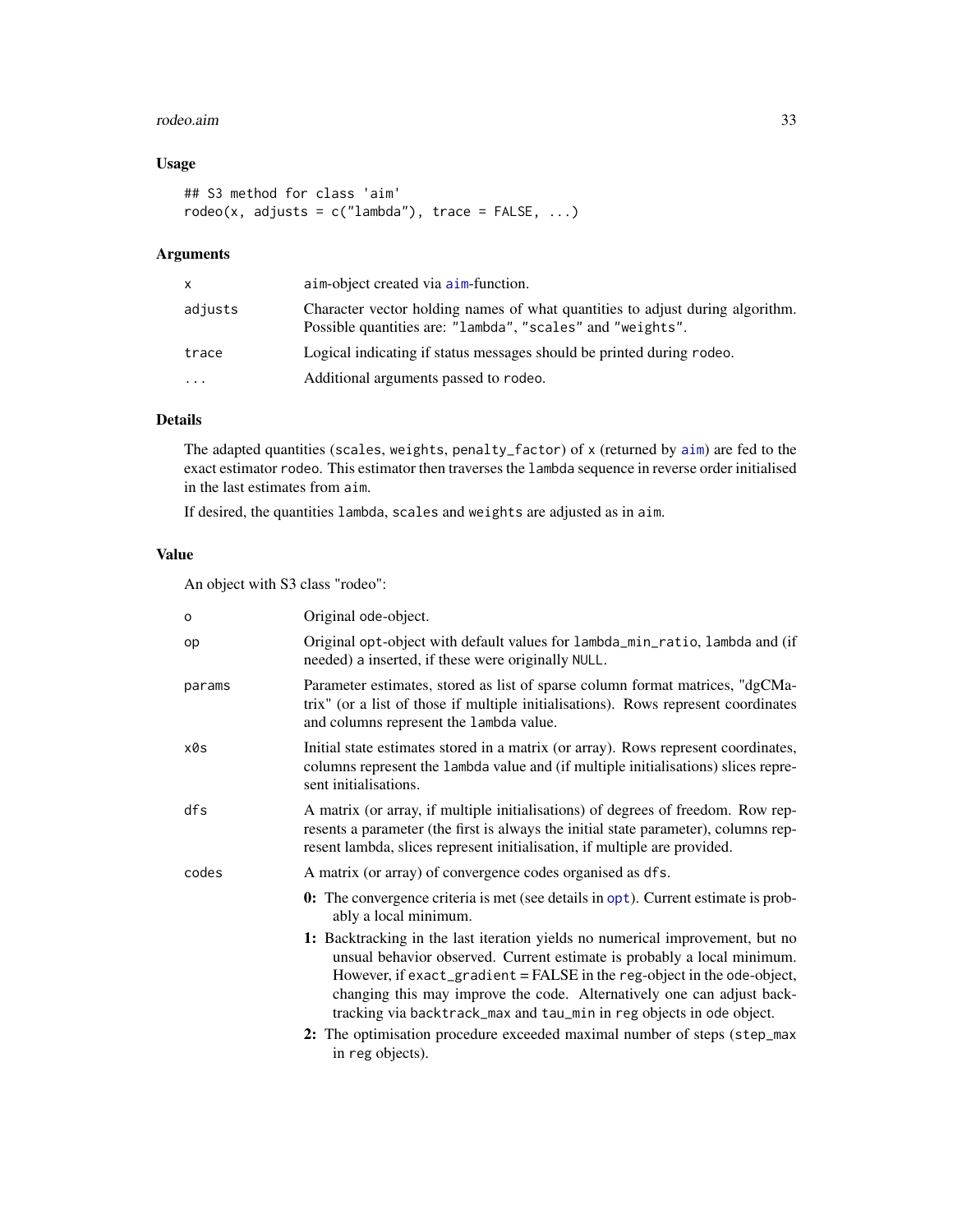## Usage

```
## S3 method for class 'aim'
rodeo(x, adjusts = c("lambda"), trace = FALSE, ...)
```

## Arguments

| | |
|---|---|
| x | aim-object created via aim-function. |
| adjusts | Character vector holding names of what quantities to adjust during algorithm. Possible quantities are: "lambda", "scales" and "weights". |
| trace | Logical indicating if status messages should be printed during rodeo. |
| ... | Additional arguments passed to rodeo. |

## Details

The adapted quantities (scales, weights, penalty_factor) of x (returned by aim) are fed to the exact estimator rodeo. This estimator then traverses the lambda sequence in reverse order initialised in the last estimates from aim.

If desired, the quantities lambda, scales and weights are adjusted as in aim.

## Value

An object with S3 class "rodeo":

| | |
|---|---|
| o | Original ode-object. |
| op | Original opt-object with default values for lambda_min_ratio, lambda and (if needed) a inserted, if these were originally NULL. |
| params | Parameter estimates, stored as list of sparse column format matrices, "dgCMatrix" (or a list of those if multiple initialisations). Rows represent coordinates and columns represent the lambda value. |
| x0s | Initial state estimates stored in a matrix (or array). Rows represent coordinates, columns represent the lambda value and (if multiple initialisations) slices represent initialisations. |
| dfs | A matrix (or array, if multiple initialisations) of degrees of freedom. Row represents a parameter (the first is always the initial state parameter), columns represent lambda, slices represent initialisation, if multiple are provided. |
| codes | A matrix (or array) of convergence codes organised as dfs. |

- **0:** The convergence criteria is met (see details in opt). Current estimate is probably a local minimum.
- **1:** Backtracking in the last iteration yields no numerical improvement, but no unsual behavior observed. Current estimate is probably a local minimum. However, if exact_gradient = FALSE in the reg-object in the ode-object, changing this may improve the code. Alternatively one can adjust backtracking via backtrack_max and tau_min in reg objects in ode object.
- **2:** The optimisation procedure exceeded maximal number of steps (step_max in reg objects).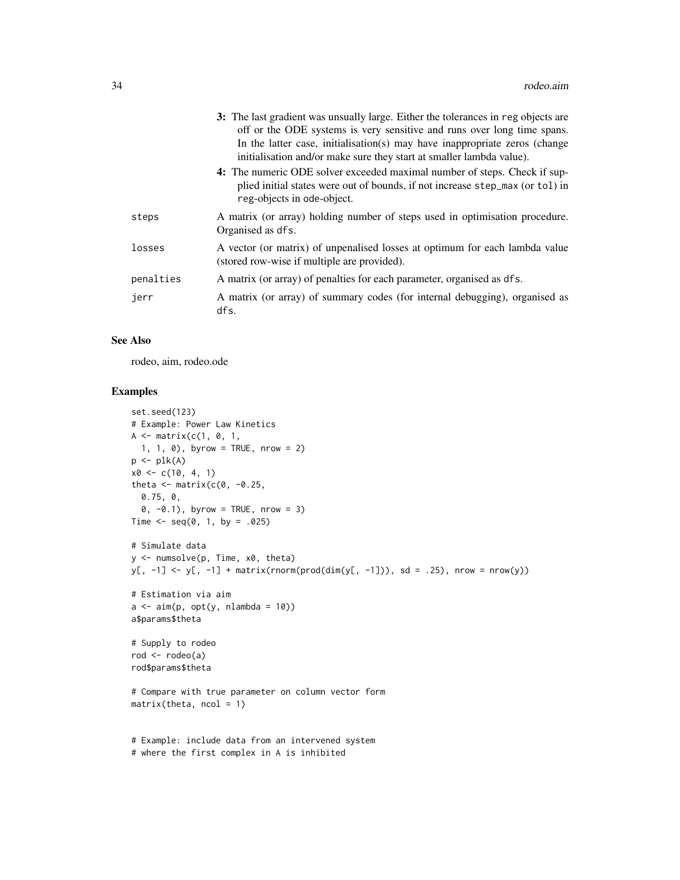**3:** The last gradient was unusually large. Either the tolerances in reg objects are off or the ODE systems is very sensitive and runs over long time spans. In the latter case, initialisation(s) may have inappropriate zeros (change initialisation and/or make sure they start at smaller lambda value).

**4:** The numeric ODE solver exceeded maximal number of steps. Check if supplied initial states were out of bounds, if not increase `step_max` (or `tol`) in reg-objects in ode-object.

| | |
|---|---|
| `steps` | A matrix (or array) holding number of steps used in optimisation procedure. Organised as `dfs`. |
| `losses` | A vector (or matrix) of unpenalised losses at optimum for each lambda value (stored row-wise if multiple are provided). |
| `penalties` | A matrix (or array) of penalties for each parameter, organised as `dfs`. |
| `jerr` | A matrix (or array) of summary codes (for internal debugging), organised as `dfs`. |

## See Also

rodeo, aim, rodeo.ode

## Examples

```
set.seed(123)
# Example: Power Law Kinetics
A <- matrix(c(1, 0, 1,
  1, 1, 0), byrow = TRUE, nrow = 2)
p <- plk(A)
x0 <- c(10, 4, 1)
theta <- matrix(c(0, -0.25,
  0.75, 0,
  0, -0.1), byrow = TRUE, nrow = 3)
Time <- seq(0, 1, by = .025)

# Simulate data
y <- numsolve(p, Time, x0, theta)
y[, -1] <- y[, -1] + matrix(rnorm(prod(dim(y[, -1])), sd = .25), nrow = nrow(y))

# Estimation via aim
a <- aim(p, opt(y, nlambda = 10))
a$params$theta

# Supply to rodeo
rod <- rodeo(a)
rod$params$theta

# Compare with true parameter on column vector form
matrix(theta, ncol = 1)


# Example: include data from an intervened system
# where the first complex in A is inhibited
```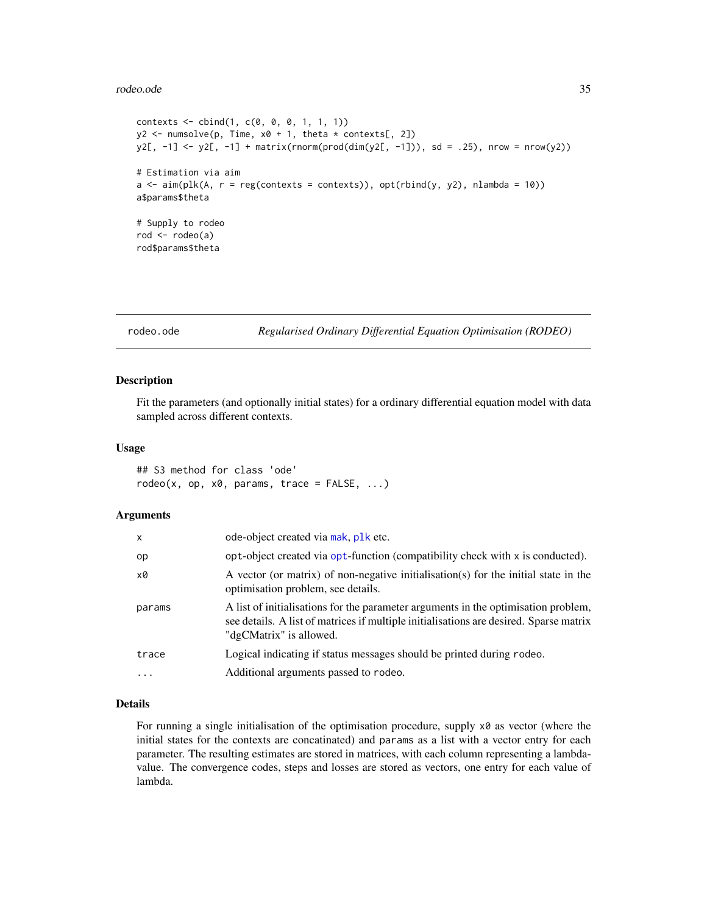```
contexts <- cbind(1, c(0, 0, 0, 1, 1, 1))
y2 <- numsolve(p, Time, x0 + 1, theta * contexts[, 2])
y2[, -1] <- y2[, -1] + matrix(rnorm(prod(dim(y2[, -1])), sd = .25), nrow = nrow(y2))

# Estimation via aim
a <- aim(plk(A, r = reg(contexts = contexts)), opt(rbind(y, y2), nlambda = 10))
a$params$theta

# Supply to rodeo
rod <- rodeo(a)
rod$params$theta
```

## rodeo.ode — *Regularised Ordinary Differential Equation Optimisation (RODEO)*

### Description

Fit the parameters (and optionally initial states) for a ordinary differential equation model with data sampled across different contexts.

### Usage

```
## S3 method for class 'ode'
rodeo(x, op, x0, params, trace = FALSE, ...)
```

### Arguments

| | |
|---|---|
| `x` | ode-object created via `mak`, `plk` etc. |
| `op` | `opt`-object created via `opt`-function (compatibility check with `x` is conducted). |
| `x0` | A vector (or matrix) of non-negative initialisation(s) for the initial state in the optimisation problem, see details. |
| `params` | A list of initialisations for the parameter arguments in the optimisation problem, see details. A list of matrices if multiple initialisations are desired. Sparse matrix "dgCMatrix" is allowed. |
| `trace` | Logical indicating if status messages should be printed during `rodeo`. |
| `...` | Additional arguments passed to `rodeo`. |

### Details

For running a single initialisation of the optimisation procedure, supply `x0` as vector (where the initial states for the contexts are concatinated) and `params` as a list with a vector entry for each parameter. The resulting estimates are stored in matrices, with each column representing a lambda-value. The convergence codes, steps and losses are stored as vectors, one entry for each value of lambda.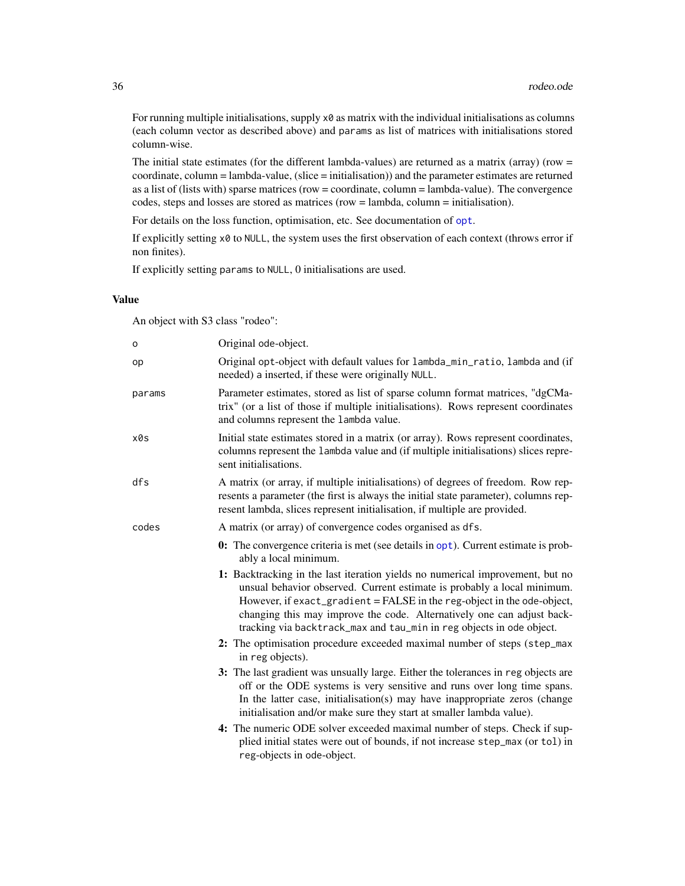For running multiple initialisations, supply `x0` as matrix with the individual initialisations as columns (each column vector as described above) and `params` as list of matrices with initialisations stored column-wise.

The initial state estimates (for the different lambda-values) are returned as a matrix (array) (row = coordinate, column = lambda-value, (slice = initialisation)) and the parameter estimates are returned as a list of (lists with) sparse matrices (row = coordinate, column = lambda-value). The convergence codes, steps and losses are stored as matrices (row = lambda, column = initialisation).

For details on the loss function, optimisation, etc. See documentation of `opt`.

If explicitly setting `x0` to `NULL`, the system uses the first observation of each context (throws error if non finites).

If explicitly setting `params` to `NULL`, 0 initialisations are used.

### Value

An object with S3 class "rodeo":

| | |
|---|---|
| `o` | Original `ode`-object. |
| `op` | Original `opt`-object with default values for `lambda_min_ratio`, `lambda` and (if needed) `a` inserted, if these were originally `NULL`. |
| `params` | Parameter estimates, stored as list of sparse column format matrices, "dgCMatrix" (or a list of those if multiple initialisations). Rows represent coordinates and columns represent the `lambda` value. |
| `x0s` | Initial state estimates stored in a matrix (or array). Rows represent coordinates, columns represent the `lambda` value and (if multiple initialisations) slices represent initialisations. |
| `dfs` | A matrix (or array, if multiple initialisations) of degrees of freedom. Row represents a parameter (the first is always the initial state parameter), columns represent lambda, slices represent initialisation, if multiple are provided. |
| `codes` | A matrix (or array) of convergence codes organised as `dfs`. |

- **0:** The convergence criteria is met (see details in `opt`). Current estimate is probably a local minimum.
- **1:** Backtracking in the last iteration yields no numerical improvement, but no unsual behavior observed. Current estimate is probably a local minimum. However, if `exact_gradient` = FALSE in the `reg`-object in the `ode`-object, changing this may improve the code. Alternatively one can adjust backtracking via `backtrack_max` and `tau_min` in `reg` objects in `ode` object.
- **2:** The optimisation procedure exceeded maximal number of steps (`step_max` in `reg` objects).
- **3:** The last gradient was unsually large. Either the tolerances in `reg` objects are off or the ODE systems is very sensitive and runs over long time spans. In the latter case, initialisation(s) may have inappropriate zeros (change initialisation and/or make sure they start at smaller lambda value).
- **4:** The numeric ODE solver exceeded maximal number of steps. Check if supplied initial states were out of bounds, if not increase `step_max` (or `tol`) in `reg`-objects in `ode`-object.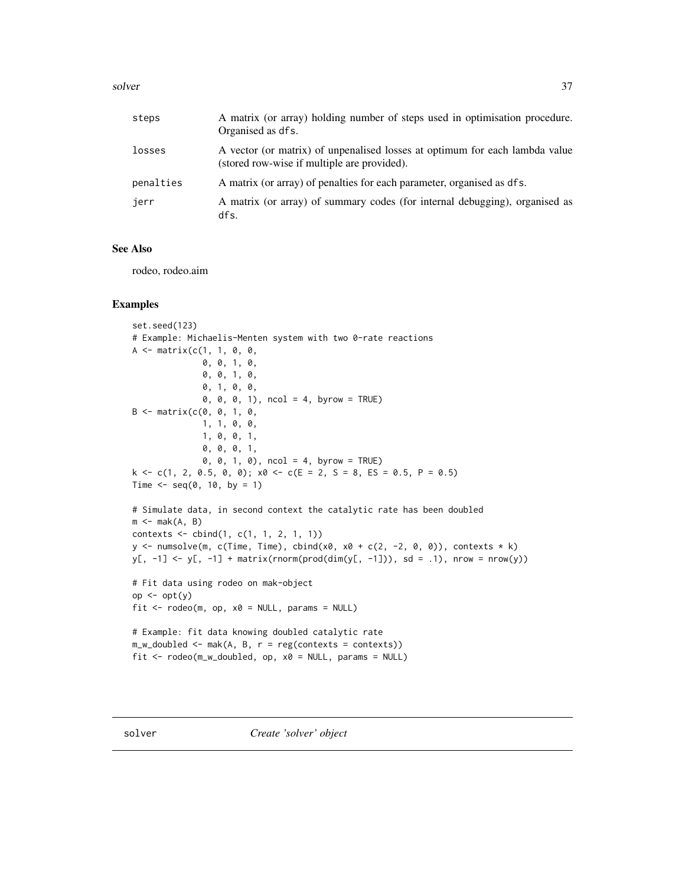| | |
|---|---|
| `steps` | A matrix (or array) holding number of steps used in optimisation procedure. Organised as `dfs`. |
| `losses` | A vector (or matrix) of unpenalised losses at optimum for each lambda value (stored row-wise if multiple are provided). |
| `penalties` | A matrix (or array) of penalties for each parameter, organised as `dfs`. |
| `jerr` | A matrix (or array) of summary codes (for internal debugging), organised as `dfs`. |

## See Also

rodeo, rodeo.aim

## Examples

```
set.seed(123)
# Example: Michaelis-Menten system with two 0-rate reactions
A <- matrix(c(1, 1, 0, 0,
              0, 0, 1, 0,
              0, 0, 1, 0,
              0, 1, 0, 0,
              0, 0, 0, 1), ncol = 4, byrow = TRUE)
B <- matrix(c(0, 0, 1, 0,
              1, 1, 0, 0,
              1, 0, 0, 1,
              0, 0, 0, 1,
              0, 0, 1, 0), ncol = 4, byrow = TRUE)
k <- c(1, 2, 0.5, 0, 0); x0 <- c(E = 2, S = 8, ES = 0.5, P = 0.5)
Time <- seq(0, 10, by = 1)

# Simulate data, in second context the catalytic rate has been doubled
m <- mak(A, B)
contexts <- cbind(1, c(1, 1, 2, 1, 1))
y <- numsolve(m, c(Time, Time), cbind(x0, x0 + c(2, -2, 0, 0)), contexts * k)
y[, -1] <- y[, -1] + matrix(rnorm(prod(dim(y[, -1])), sd = .1), nrow = nrow(y))

# Fit data using rodeo on mak-object
op <- opt(y)
fit <- rodeo(m, op, x0 = NULL, params = NULL)

# Example: fit data knowing doubled catalytic rate
m_w_doubled <- mak(A, B, r = reg(contexts = contexts))
fit <- rodeo(m_w_doubled, op, x0 = NULL, params = NULL)
```

---

`solver` *Create 'solver' object*

---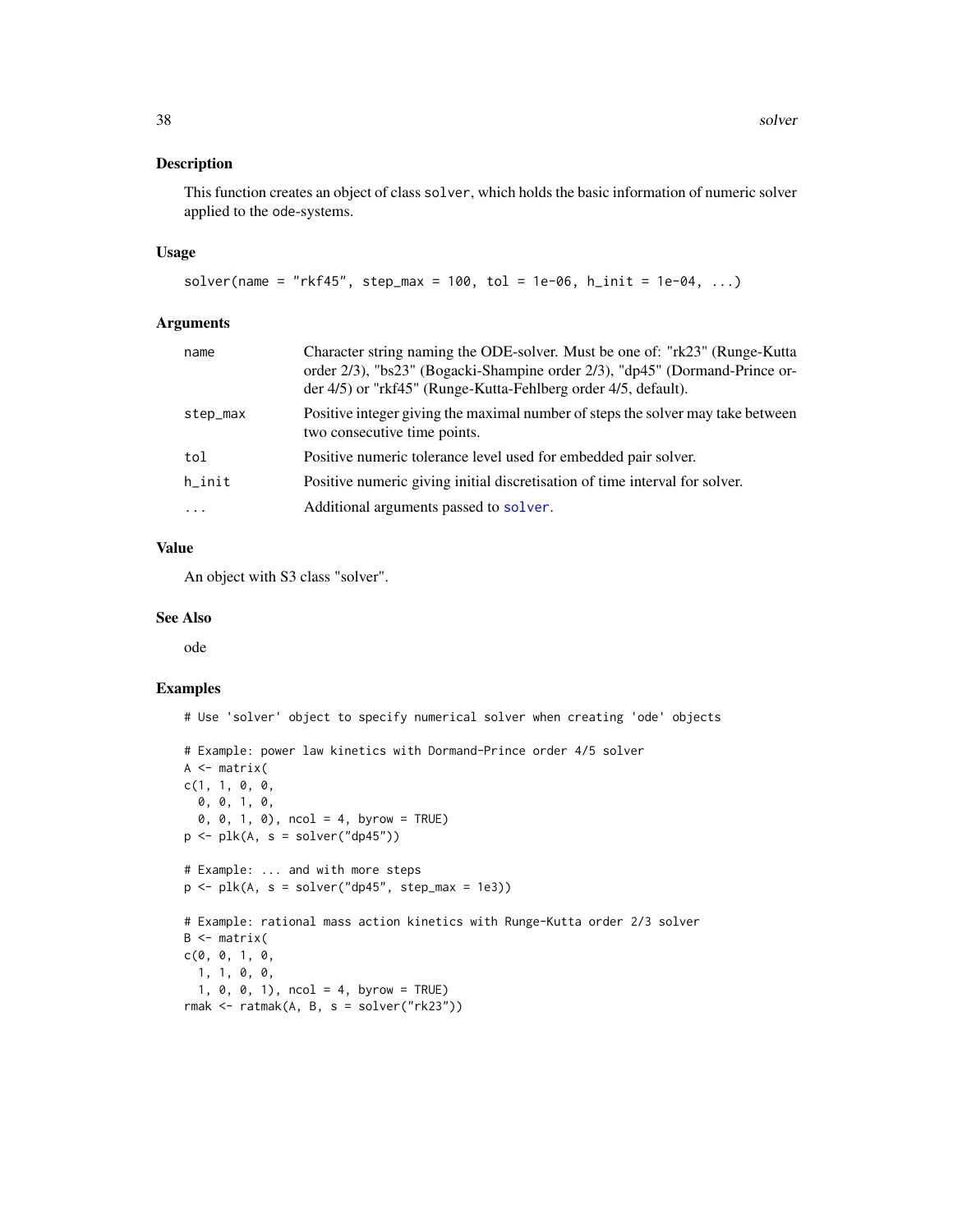## Description

This function creates an object of class `solver`, which holds the basic information of numeric solver applied to the `ode`-systems.

## Usage

```
solver(name = "rkf45", step_max = 100, tol = 1e-06, h_init = 1e-04, ...)
```

## Arguments

| | |
|---|---|
| `name` | Character string naming the ODE-solver. Must be one of: "rk23" (Runge-Kutta order 2/3), "bs23" (Bogacki-Shampine order 2/3), "dp45" (Dormand-Prince order 4/5) or "rkf45" (Runge-Kutta-Fehlberg order 4/5, default). |
| `step_max` | Positive integer giving the maximal number of steps the solver may take between two consecutive time points. |
| `tol` | Positive numeric tolerance level used for embedded pair solver. |
| `h_init` | Positive numeric giving initial discretisation of time interval for solver. |
| `...` | Additional arguments passed to `solver`. |

## Value

An object with S3 class "solver".

## See Also

ode

## Examples

```
# Use 'solver' object to specify numerical solver when creating 'ode' objects

# Example: power law kinetics with Dormand-Prince order 4/5 solver
A <- matrix(
c(1, 1, 0, 0,
  0, 0, 1, 0,
  0, 0, 1, 0), ncol = 4, byrow = TRUE)
p <- plk(A, s = solver("dp45"))

# Example: ... and with more steps
p <- plk(A, s = solver("dp45", step_max = 1e3))

# Example: rational mass action kinetics with Runge-Kutta order 2/3 solver
B <- matrix(
c(0, 0, 1, 0,
  1, 1, 0, 0,
  1, 0, 0, 1), ncol = 4, byrow = TRUE)
rmak <- ratmak(A, B, s = solver("rk23"))
```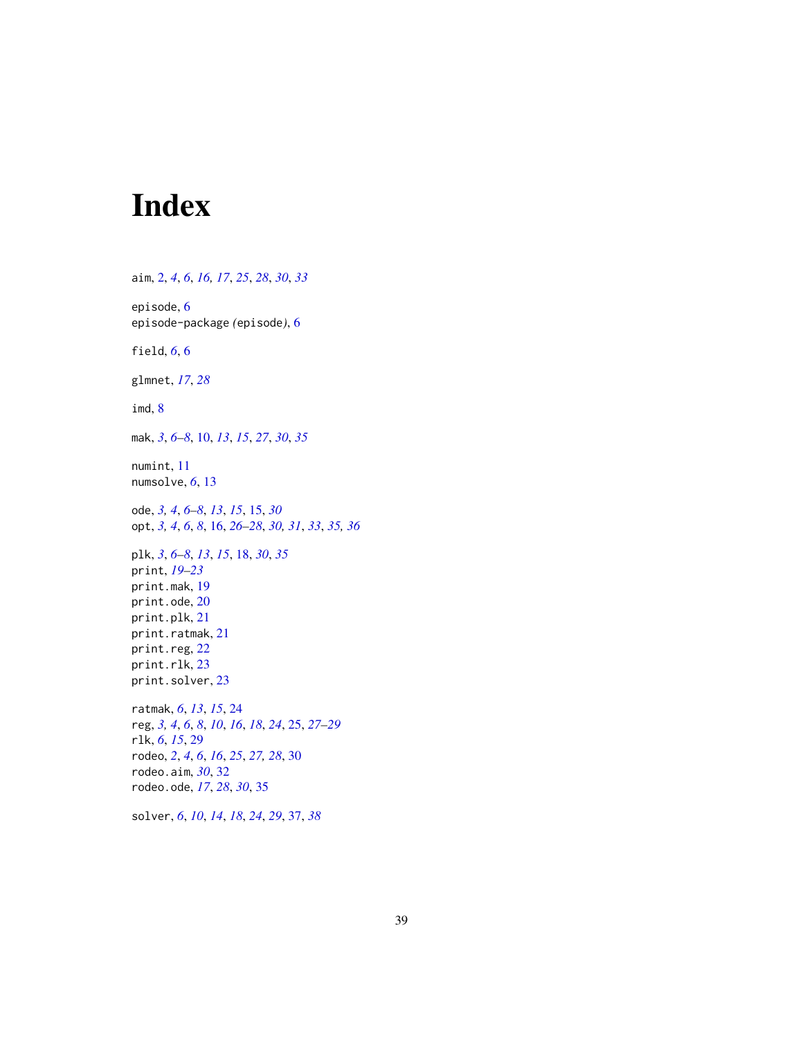# Index

aim, 2, *4*, *6*, *16, 17*, *25*, *28*, *30*, *33*

episode, 6
episode-package (episode), 6

field, *6*, 6

glmnet, *17*, *28*

imd, 8

mak, *3*, *6–8*, 10, *13*, *15*, *27*, *30*, *35*

numint, 11
numsolve, *6*, 13

ode, *3, 4*, *6–8*, *13*, *15*, 15, *30*
opt, *3, 4*, *6*, *8*, 16, *26–28*, *30, 31*, *33*, *35, 36*

plk, *3*, *6–8*, *13*, *15*, 18, *30*, *35*
print, *19–23*
print.mak, 19
print.ode, 20
print.plk, 21
print.ratmak, 21
print.reg, 22
print.rlk, 23
print.solver, 23

ratmak, *6*, *13*, *15*, 24
reg, *3, 4*, *6*, *8*, *10*, *16*, *18*, *24*, 25, *27–29*
rlk, *6*, *15*, 29
rodeo, *2*, *4*, *6*, *16*, *25*, *27, 28*, 30
rodeo.aim, *30*, 32
rodeo.ode, *17*, *28*, *30*, 35

solver, *6*, *10*, *14*, *18*, *24*, *29*, 37, *38*